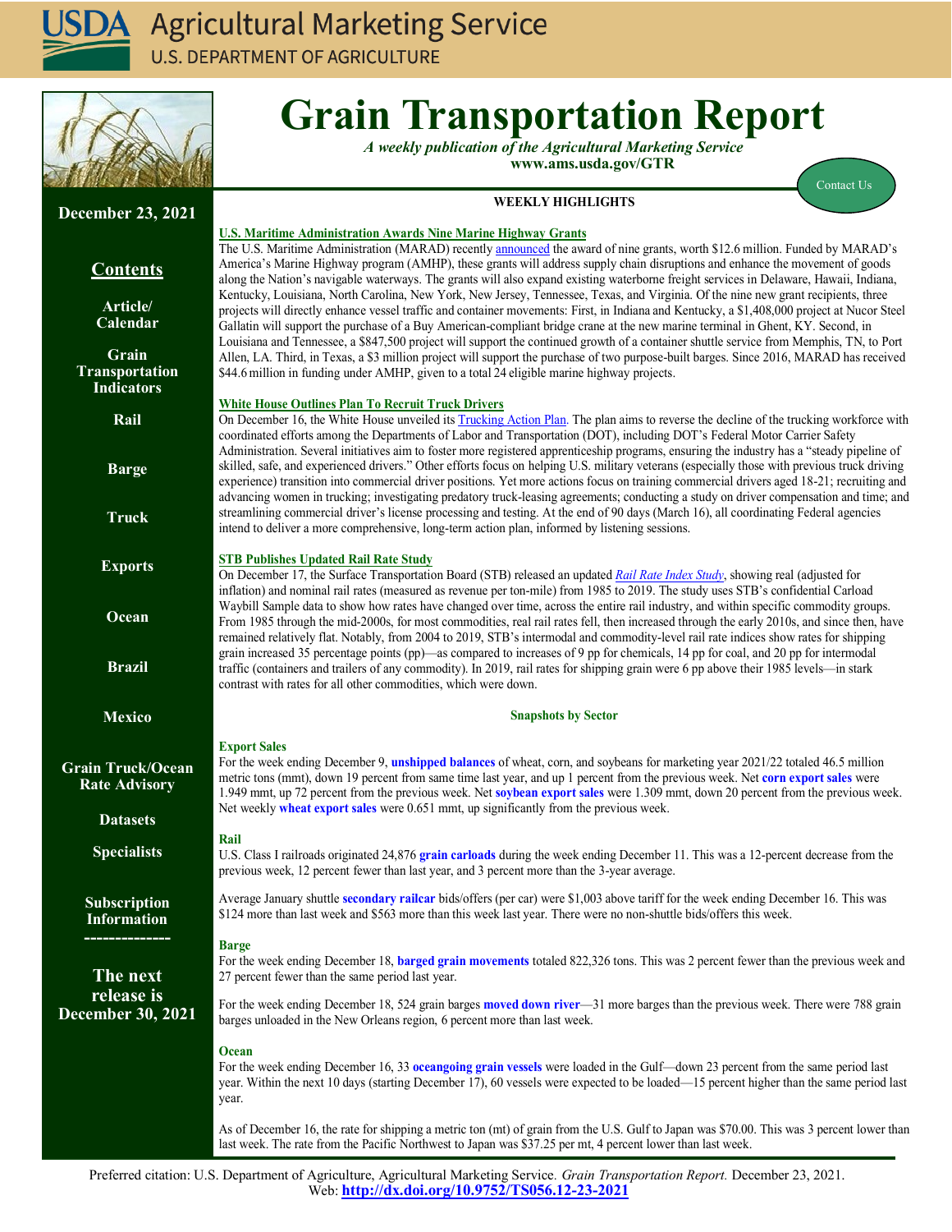# Grain Transportation Report

*A weekly publication of the Agricultural Marketing Service*
**www.ams.usda.gov/GTR**

Contact Us

**December 23, 2021**

## Contents

- Article/ Calendar
- Grain Transportation Indicators
- Rail
- Barge
- Truck
- Exports
- Ocean
- Brazil
- Mexico
- Grain Truck/Ocean Rate Advisory
- Datasets
- Specialists
- Subscription Information

--------------

**The next release is December 30, 2021**

## WEEKLY HIGHLIGHTS

### U.S. Maritime Administration Awards Nine Marine Highway Grants

The U.S. Maritime Administration (MARAD) recently announced the award of nine grants, worth $12.6 million. Funded by MARAD's America's Marine Highway program (AMHP), these grants will address supply chain disruptions and enhance the movement of goods along the Nation's navigable waterways. The grants will also expand existing waterborne freight services in Delaware, Hawaii, Indiana, Kentucky, Louisiana, North Carolina, New York, New Jersey, Tennessee, Texas, and Virginia. Of the nine new grant recipients, three projects will directly enhance vessel traffic and container movements: First, in Indiana and Kentucky, a $1,408,000 project at Nucor Steel Gallatin will support the purchase of a Buy American-compliant bridge crane at the new marine terminal in Ghent, KY. Second, in Louisiana and Tennessee, a $847,500 project will support the continued growth of a container shuttle service from Memphis, TN, to Port Allen, LA. Third, in Texas, a $3 million project will support the purchase of two purpose-built barges. Since 2016, MARAD has received $44.6 million in funding under AMHP, given to a total 24 eligible marine highway projects.

### White House Outlines Plan To Recruit Truck Drivers

On December 16, the White House unveiled its Trucking Action Plan. The plan aims to reverse the decline of the trucking workforce with coordinated efforts among the Departments of Labor and Transportation (DOT), including DOT's Federal Motor Carrier Safety Administration. Several initiatives aim to foster more registered apprenticeship programs, ensuring the industry has a "steady pipeline of skilled, safe, and experienced drivers." Other efforts focus on helping U.S. military veterans (especially those with previous truck driving experience) transition into commercial driver positions. Yet more actions focus on training commercial drivers aged 18-21; recruiting and advancing women in trucking; investigating predatory truck-leasing agreements; conducting a study on driver compensation and time; and streamlining commercial driver's license processing and testing. At the end of 90 days (March 16), all coordinating Federal agencies intend to deliver a more comprehensive, long-term action plan, informed by listening sessions.

### STB Publishes Updated Rail Rate Study

On December 17, the Surface Transportation Board (STB) released an updated *Rail Rate Index Study*, showing real (adjusted for inflation) and nominal rail rates (measured as revenue per ton-mile) from 1985 to 2019. The study uses STB's confidential Carload Waybill Sample data to show how rates have changed over time, across the entire rail industry, and within specific commodity groups. From 1985 through the mid-2000s, for most commodities, real rail rates fell, then increased through the early 2010s, and since then, have remained relatively flat. Notably, from 2004 to 2019, STB's intermodal and commodity-level rail rate indices show rates for shipping grain increased 35 percentage points (pp)—as compared to increases of 9 pp for chemicals, 14 pp for coal, and 20 pp for intermodal traffic (containers and trailers of any commodity). In 2019, rail rates for shipping grain were 6 pp above their 1985 levels—in stark contrast with rates for all other commodities, which were down.

## Snapshots by Sector

### Export Sales

For the week ending December 9, **unshipped balances** of wheat, corn, and soybeans for marketing year 2021/22 totaled 46.5 million metric tons (mmt), down 19 percent from same time last year, and up 1 percent from the previous week. Net **corn export sales** were 1.949 mmt, up 72 percent from the previous week. Net **soybean export sales** were 1.309 mmt, down 20 percent from the previous week. Net weekly **wheat export sales** were 0.651 mmt, up significantly from the previous week.

### Rail

U.S. Class I railroads originated 24,876 **grain carloads** during the week ending December 11. This was a 12-percent decrease from the previous week, 12 percent fewer than last year, and 3 percent more than the 3-year average.

Average January shuttle **secondary railcar** bids/offers (per car) were $1,003 above tariff for the week ending December 16. This was $124 more than last week and $563 more than this week last year. There were no non-shuttle bids/offers this week.

### Barge

For the week ending December 18, **barged grain movements** totaled 822,326 tons. This was 2 percent fewer than the previous week and 27 percent fewer than the same period last year.

For the week ending December 18, 524 grain barges **moved down river**—31 more barges than the previous week. There were 788 grain barges unloaded in the New Orleans region, 6 percent more than last week.

### Ocean

For the week ending December 16, 33 **oceangoing grain vessels** were loaded in the Gulf—down 23 percent from the same period last year. Within the next 10 days (starting December 17), 60 vessels were expected to be loaded—15 percent higher than the same period last year.

As of December 16, the rate for shipping a metric ton (mt) of grain from the U.S. Gulf to Japan was $70.00. This was 3 percent lower than last week. The rate from the Pacific Northwest to Japan was $37.25 per mt, 4 percent lower than last week.

Preferred citation: U.S. Department of Agriculture, Agricultural Marketing Service. *Grain Transportation Report.* December 23, 2021. Web: **http://dx.doi.org/10.9752/TS056.12-23-2021**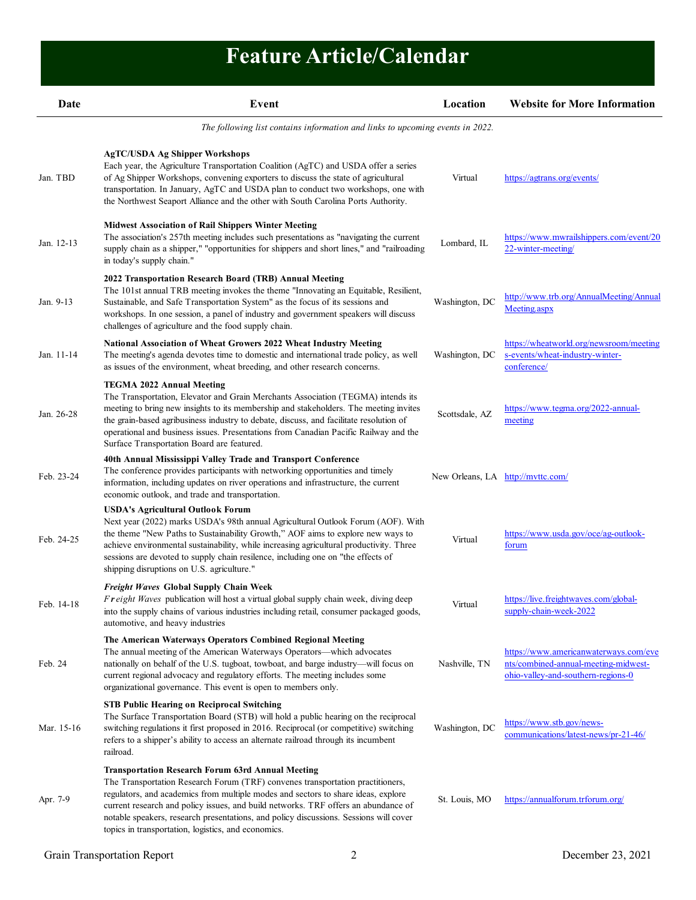# Feature Article/Calendar

| Date | Event | Location | Website for More Information |
|---|---|---|---|
| | *The following list contains information and links to upcoming events in 2022.* | | |
| Jan. TBD | **AgTC/USDA Ag Shipper Workshops** Each year, the Agriculture Transportation Coalition (AgTC) and USDA offer a series of Ag Shipper Workshops, convening exporters to discuss the state of agricultural transportation. In January, AgTC and USDA plan to conduct two workshops, one with the Northwest Seaport Alliance and the other with South Carolina Ports Authority. | Virtual | https://agtrans.org/events/ |
| Jan. 12-13 | **Midwest Association of Rail Shippers Winter Meeting** The association's 257th meeting includes such presentations as "navigating the current supply chain as a shipper," "opportunities for shippers and short lines," and "railroading in today's supply chain." | Lombard, IL | https://www.mwrailshippers.com/event/2022-winter-meeting/ |
| Jan. 9-13 | **2022 Transportation Research Board (TRB) Annual Meeting** The 101st annual TRB meeting invokes the theme "Innovating an Equitable, Resilient, Sustainable, and Safe Transportation System" as the focus of its sessions and workshops. In one session, a panel of industry and government speakers will discuss challenges of agriculture and the food supply chain. | Washington, DC | http://www.trb.org/AnnualMeeting/AnnualMeeting.aspx |
| Jan. 11-14 | **National Association of Wheat Growers 2022 Wheat Industry Meeting** The meeting's agenda devotes time to domestic and international trade policy, as well as issues of the environment, wheat breeding, and other research concerns. | Washington, DC | https://wheatworld.org/newsroom/meetings-events/wheat-industry-winter-conference/ |
| Jan. 26-28 | **TEGMA 2022 Annual Meeting** The Transportation, Elevator and Grain Merchants Association (TEGMA) intends its meeting to bring new insights to its membership and stakeholders. The meeting invites the grain-based agribusiness industry to debate, discuss, and facilitate resolution of operational and business issues. Presentations from Canadian Pacific Railway and the Surface Transportation Board are featured. | Scottsdale, AZ | https://www.tegma.org/2022-annual-meeting |
| Feb. 23-24 | **40th Annual Mississippi Valley Trade and Transport Conference** The conference provides participants with networking opportunities and timely information, including updates on river operations and infrastructure, the current economic outlook, and trade and transportation. | New Orleans, LA | http://mvttc.com/ |
| Feb. 24-25 | **USDA's Agricultural Outlook Forum** Next year (2022) marks USDA's 98th annual Agricultural Outlook Forum (AOF). With the theme "New Paths to Sustainability Growth," AOF aims to explore new ways to achieve environmental sustainability, while increasing agricultural productivity. Three sessions are devoted to supply chain resilence, including one on "the effects of shipping disruptions on U.S. agriculture." | Virtual | https://www.usda.gov/oce/ag-outlook-forum |
| Feb. 14-18 | ***Freight Waves* Global Supply Chain Week** *Freight Waves* publication will host a virtual global supply chain week, diving deep into the supply chains of various industries including retail, consumer packaged goods, automotive, and heavy industries | Virtual | https://live.freightwaves.com/global-supply-chain-week-2022 |
| Feb. 24 | **The American Waterways Operators Combined Regional Meeting** The annual meeting of the American Waterways Operators—which advocates nationally on behalf of the U.S. tugboat, towboat, and barge industry—will focus on current regional advocacy and regulatory efforts. The meeting includes some organizational governance. This event is open to members only. | Nashville, TN | https://www.americanwaterways.com/events/combined-annual-meeting-midwest-ohio-valley-and-southern-regions-0 |
| Mar. 15-16 | **STB Public Hearing on Reciprocal Switching** The Surface Transportation Board (STB) will hold a public hearing on the reciprocal switching regulations it first proposed in 2016. Reciprocal (or competitive) switching refers to a shipper's ability to access an alternate railroad through its incumbent railroad. | Washington, DC | https://www.stb.gov/news-communications/latest-news/pr-21-46/ |
| Apr. 7-9 | **Transportation Research Forum 63rd Annual Meeting** The Transportation Research Forum (TRF) convenes transportation practitioners, regulators, and academics from multiple modes and sectors to share ideas, explore current research and policy issues, and build networks. TRF offers an abundance of notable speakers, research presentations, and policy discussions. Sessions will cover topics in transportation, logistics, and economics. | St. Louis, MO | https://annualforum.trforum.org/ |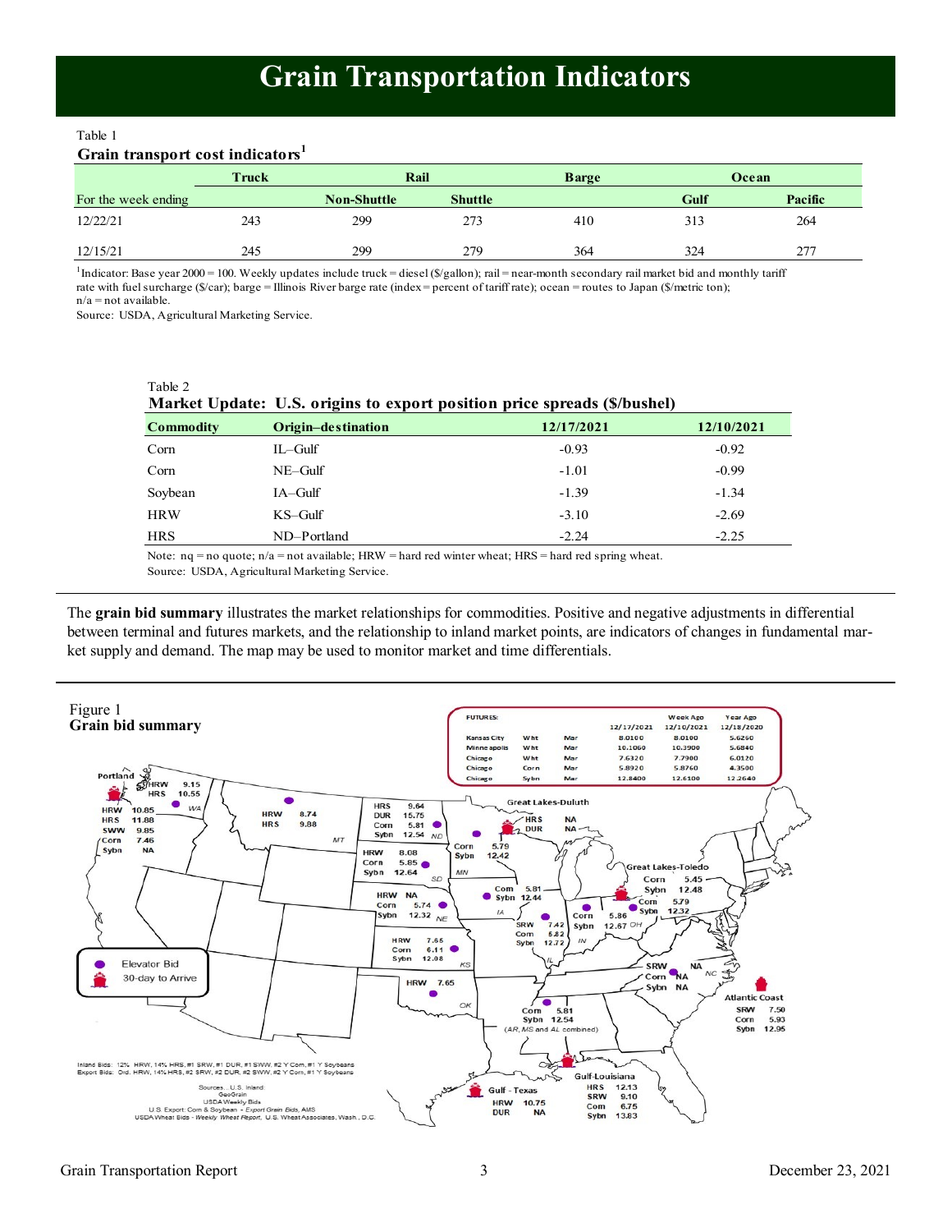# Grain Transportation Indicators

Table 1

**Grain transport cost indicators**[1]

| | Truck | Rail | | Barge | Ocean | |
|---|---|---|---|---|---|---|
| For the week ending | | Non-Shuttle | Shuttle | | Gulf | Pacific |
| 12/22/21 | 243 | 299 | 273 | 410 | 313 | 264 |
| 12/15/21 | 245 | 299 | 279 | 364 | 324 | 277 |

[1]Indicator: Base year 2000 = 100. Weekly updates include truck = diesel ($/gallon); rail = near-month secondary rail market bid and monthly tariff rate with fuel surcharge ($/car); barge = Illinois River barge rate (index = percent of tariff rate); ocean = routes to Japan ($/metric ton); n/a = not available.

Source: USDA, Agricultural Marketing Service.

Table 2

**Market Update: U.S. origins to export position price spreads ($/bushel)**

| Commodity | Origin–destination | 12/17/2021 | 12/10/2021 |
|---|---|---|---|
| Corn | IL–Gulf | -0.93 | -0.92 |
| Corn | NE–Gulf | -1.01 | -0.99 |
| Soybean | IA–Gulf | -1.39 | -1.34 |
| HRW | KS–Gulf | -3.10 | -2.69 |
| HRS | ND–Portland | -2.24 | -2.25 |

Note: nq = no quote; n/a = not available; HRW = hard red winter wheat; HRS = hard red spring wheat.

Source: USDA, Agricultural Marketing Service.

The **grain bid summary** illustrates the market relationships for commodities. Positive and negative adjustments in differential between terminal and futures markets, and the relationship to inland market points, are indicators of changes in fundamental market supply and demand. The map may be used to monitor market and time differentials.

Figure 1

**Grain bid summary**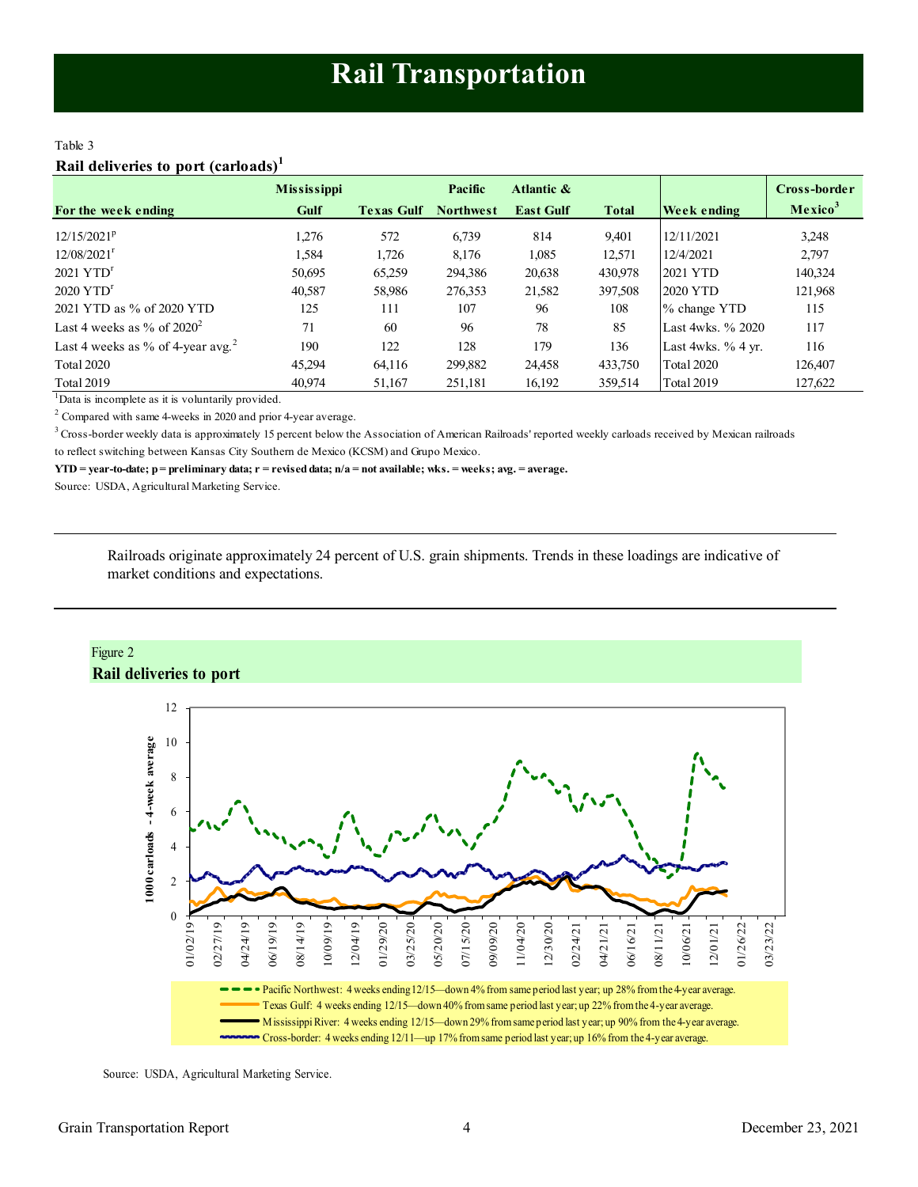# Rail Transportation

Table 3

**Rail deliveries to port (carloads)[1]**

| For the week ending | Mississippi Gulf | Texas Gulf | Pacific Northwest | Atlantic & East Gulf | Total | Week ending | Cross-border Mexico[3] |
|---|---|---|---|---|---|---|---|
| 12/15/2021[p] | 1,276 | 572 | 6,739 | 814 | 9,401 | 12/11/2021 | 3,248 |
| 12/08/2021[r] | 1,584 | 1,726 | 8,176 | 1,085 | 12,571 | 12/4/2021 | 2,797 |
| 2021 YTD[r] | 50,695 | 65,259 | 294,386 | 20,638 | 430,978 | 2021 YTD | 140,324 |
| 2020 YTD[r] | 40,587 | 58,986 | 276,353 | 21,582 | 397,508 | 2020 YTD | 121,968 |
| 2021 YTD as % of 2020 YTD | 125 | 111 | 107 | 96 | 108 | % change YTD | 115 |
| Last 4 weeks as % of 2020[2] | 71 | 60 | 96 | 78 | 85 | Last 4wks. % 2020 | 117 |
| Last 4 weeks as % of 4-year avg.[2] | 190 | 122 | 128 | 179 | 136 | Last 4wks. % 4 yr. | 116 |
| Total 2020 | 45,294 | 64,116 | 299,882 | 24,458 | 433,750 | Total 2020 | 126,407 |
| Total 2019 | 40,974 | 51,167 | 251,181 | 16,192 | 359,514 | Total 2019 | 127,622 |

[1]Data is incomplete as it is voluntarily provided.

[2] Compared with same 4-weeks in 2020 and prior 4-year average.

[3] Cross-border weekly data is approximately 15 percent below the Association of American Railroads' reported weekly carloads received by Mexican railroads to reflect switching between Kansas City Southern de Mexico (KCSM) and Grupo Mexico.

**YTD = year-to-date; p = preliminary data; r = revised data; n/a = not available; wks. = weeks; avg. = average.**

Source: USDA, Agricultural Marketing Service.

---

Railroads originate approximately 24 percent of U.S. grain shipments. Trends in these loadings are indicative of market conditions and expectations.

---

Figure 2

**Rail deliveries to port**

- Pacific Northwest: 4 weeks ending 12/15—down 4% from same period last year; up 28% from the 4-year average.
- Texas Gulf: 4 weeks ending 12/15—down 40% from same period last year; up 22% from the 4-year average.
- Mississippi River: 4 weeks ending 12/15—down 29% from same period last year; up 90% from the 4-year average.
- Cross-border: 4 weeks ending 12/11—up 17% from same period last year; up 16% from the 4-year average.

Source: USDA, Agricultural Marketing Service.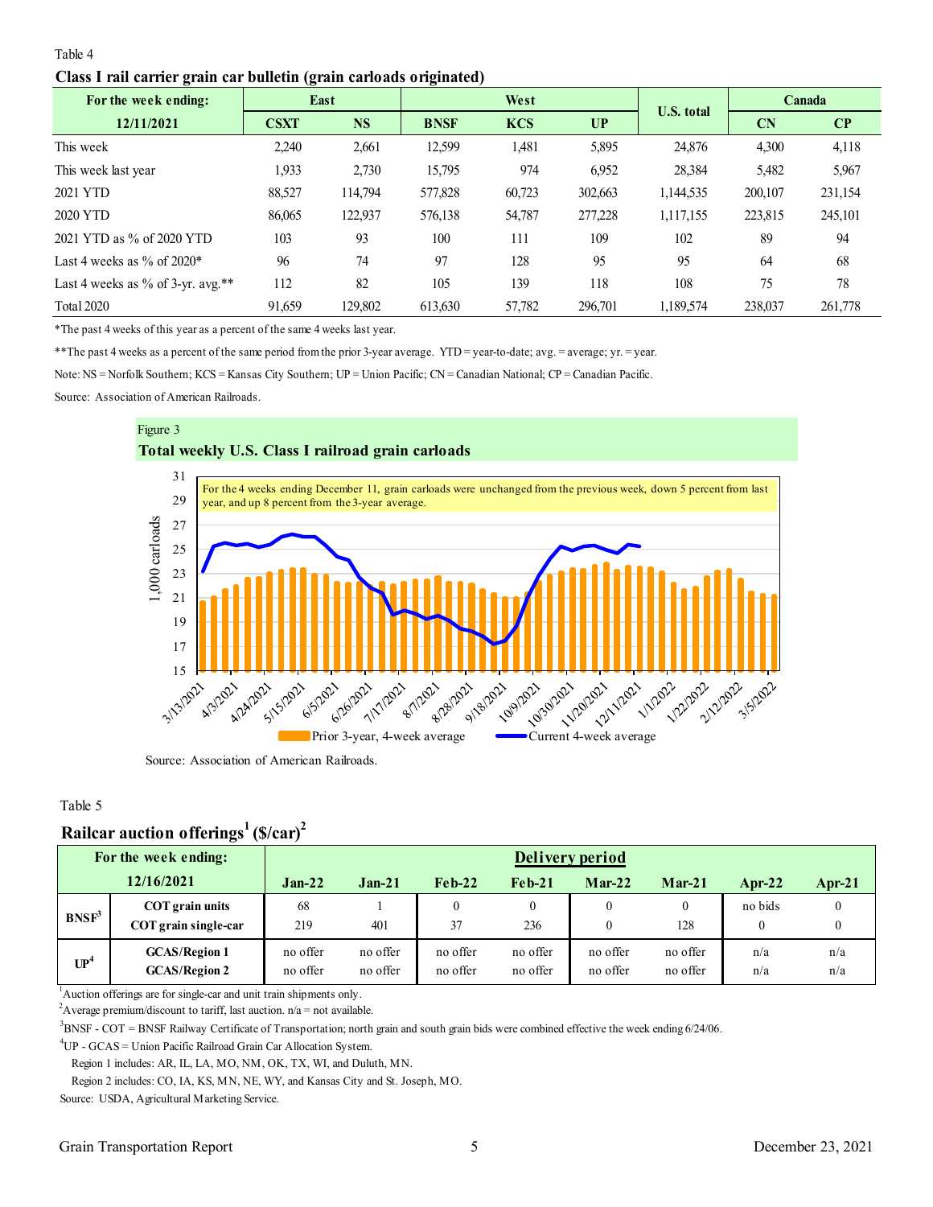Table 4

**Class I rail carrier grain car bulletin (grain carloads originated)**

| For the week ending: | East | | West | | | U.S. total | Canada | |
|---|---|---|---|---|---|---|---|---|
| 12/11/2021 | CSXT | NS | BNSF | KCS | UP | | CN | CP |
| This week | 2,240 | 2,661 | 12,599 | 1,481 | 5,895 | 24,876 | 4,300 | 4,118 |
| This week last year | 1,933 | 2,730 | 15,795 | 974 | 6,952 | 28,384 | 5,482 | 5,967 |
| 2021 YTD | 88,527 | 114,794 | 577,828 | 60,723 | 302,663 | 1,144,535 | 200,107 | 231,154 |
| 2020 YTD | 86,065 | 122,937 | 576,138 | 54,787 | 277,228 | 1,117,155 | 223,815 | 245,101 |
| 2021 YTD as % of 2020 YTD | 103 | 93 | 100 | 111 | 109 | 102 | 89 | 94 |
| Last 4 weeks as % of 2020* | 96 | 74 | 97 | 128 | 95 | 95 | 64 | 68 |
| Last 4 weeks as % of 3-yr. avg.** | 112 | 82 | 105 | 139 | 118 | 108 | 75 | 78 |
| Total 2020 | 91,659 | 129,802 | 613,630 | 57,782 | 296,701 | 1,189,574 | 238,037 | 261,778 |

*The past 4 weeks of this year as a percent of the same 4 weeks last year.

**The past 4 weeks as a percent of the same period from the prior 3-year average. YTD = year-to-date; avg. = average; yr. = year.

Note: NS = Norfolk Southern; KCS = Kansas City Southern; UP = Union Pacific; CN = Canadian National; CP = Canadian Pacific.

Source: Association of American Railroads.

Figure 3

**Total weekly U.S. Class I railroad grain carloads**

For the 4 weeks ending December 11, grain carloads were unchanged from the previous week, down 5 percent from last year, and up 8 percent from the 3-year average.

Source: Association of American Railroads.

Table 5

**Railcar auction offerings[1] ($/car)[2]**

| For the week ending: 12/16/2021 | | Jan-22 | Jan-21 | Feb-22 | Feb-21 | Mar-22 | Mar-21 | Apr-22 | Apr-21 |
|---|---|---|---|---|---|---|---|---|---|
| BNSF[3] | COT grain units | 68 | 1 | 0 | 0 | 0 | 0 | no bids | 0 |
| | COT grain single-car | 219 | 401 | 37 | 236 | 0 | 128 | 0 | 0 |
| UP[4] | GCAS/Region 1 | no offer | no offer | no offer | no offer | no offer | no offer | n/a | n/a |
| | GCAS/Region 2 | no offer | no offer | no offer | no offer | no offer | no offer | n/a | n/a |

[1]Auction offerings are for single-car and unit train shipments only.

[2]Average premium/discount to tariff, last auction. n/a = not available.

[3]BNSF - COT = BNSF Railway Certificate of Transportation; north grain and south grain bids were combined effective the week ending 6/24/06.

[4]UP - GCAS = Union Pacific Railroad Grain Car Allocation System.

Region 1 includes: AR, IL, LA, MO, NM, OK, TX, WI, and Duluth, MN.

Region 2 includes: CO, IA, KS, MN, NE, WY, and Kansas City and St. Joseph, MO.

Source: USDA, Agricultural Marketing Service.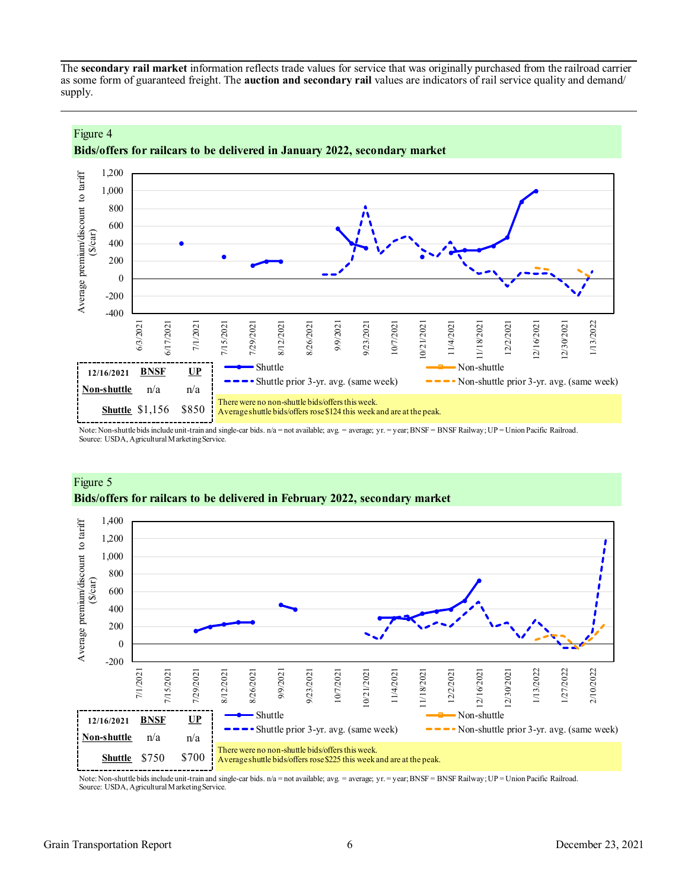The **secondary rail market** information reflects trade values for service that was originally purchased from the railroad carrier as some form of guaranteed freight. The **auction and secondary rail** values are indicators of rail service quality and demand/ supply.

Figure 4

**Bids/offers for railcars to be delivered in January 2022, secondary market**

| 12/16/2021 | BNSF | UP |
|---|---|---|
| Non-shuttle | n/a | n/a |
| Shuttle | $1,156 | $850 |

There were no non-shuttle bids/offers this week.
Average shuttle bids/offers rose $124 this week and are at the peak.

Note: Non-shuttle bids include unit-train and single-car bids. n/a = not available; avg. = average; yr. = year; BNSF = BNSF Railway; UP = Union Pacific Railroad.
Source: USDA, Agricultural Marketing Service.

Figure 5

**Bids/offers for railcars to be delivered in February 2022, secondary market**

| 12/16/2021 | BNSF | UP |
|---|---|---|
| Non-shuttle | n/a | n/a |
| Shuttle | $750 | $700 |

There were no non-shuttle bids/offers this week.
Average shuttle bids/offers rose $225 this week and are at the peak.

Note: Non-shuttle bids include unit-train and single-car bids. n/a = not available; avg. = average; yr. = year; BNSF = BNSF Railway; UP = Union Pacific Railroad.
Source: USDA, Agricultural Marketing Service.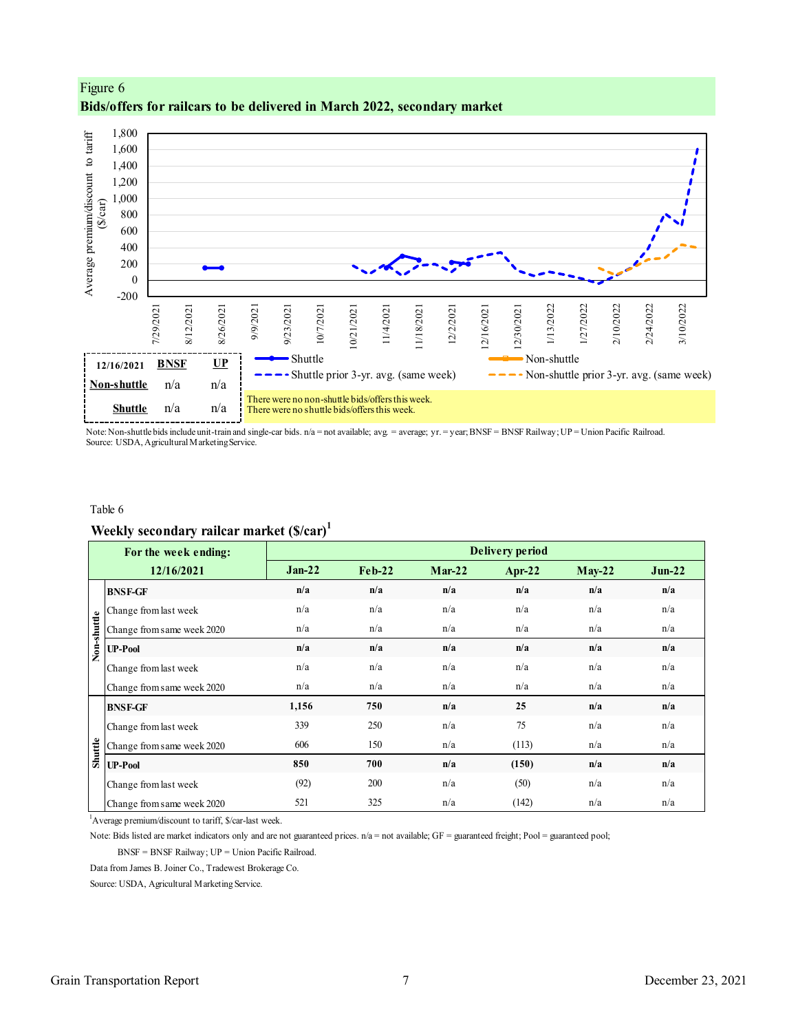Figure 6

**Bids/offers for railcars to be delivered in March 2022, secondary market**

| 12/16/2021 | BNSF | UP |
|---|---|---|
| Non-shuttle | n/a | n/a |
| Shuttle | n/a | n/a |

There were no non-shuttle bids/offers this week.
There were no shuttle bids/offers this week.

Note: Non-shuttle bids include unit-train and single-car bids. n/a = not available; avg. = average; yr. = year; BNSF = BNSF Railway; UP = Union Pacific Railroad.
Source: USDA, Agricultural Marketing Service.

Table 6

**Weekly secondary railcar market ($/car)[1]**

| | For the week ending: 12/16/2021 | Delivery period | | | | | |
|---|---|---|---|---|---|---|---|
| | | Jan-22 | Feb-22 | Mar-22 | Apr-22 | May-22 | Jun-22 |
| Non-shuttle | **BNSF-GF** | **n/a** | **n/a** | **n/a** | **n/a** | **n/a** | **n/a** |
| | Change from last week | n/a | n/a | n/a | n/a | n/a | n/a |
| | Change from same week 2020 | n/a | n/a | n/a | n/a | n/a | n/a |
| | **UP-Pool** | **n/a** | **n/a** | **n/a** | **n/a** | **n/a** | **n/a** |
| | Change from last week | n/a | n/a | n/a | n/a | n/a | n/a |
| | Change from same week 2020 | n/a | n/a | n/a | n/a | n/a | n/a |
| Shuttle | **BNSF-GF** | **1,156** | **750** | **n/a** | **25** | **n/a** | **n/a** |
| | Change from last week | 339 | 250 | n/a | 75 | n/a | n/a |
| | Change from same week 2020 | 606 | 150 | n/a | (113) | n/a | n/a |
| | **UP-Pool** | **850** | **700** | **n/a** | **(150)** | **n/a** | **n/a** |
| | Change from last week | (92) | 200 | n/a | (50) | n/a | n/a |
| | Change from same week 2020 | 521 | 325 | n/a | (142) | n/a | n/a |

[1]Average premium/discount to tariff, $/car-last week.

Note: Bids listed are market indicators only and are not guaranteed prices. n/a = not available; GF = guaranteed freight; Pool = guaranteed pool;

BNSF = BNSF Railway; UP = Union Pacific Railroad.

Data from James B. Joiner Co., Tradewest Brokerage Co.

Source: USDA, Agricultural Marketing Service.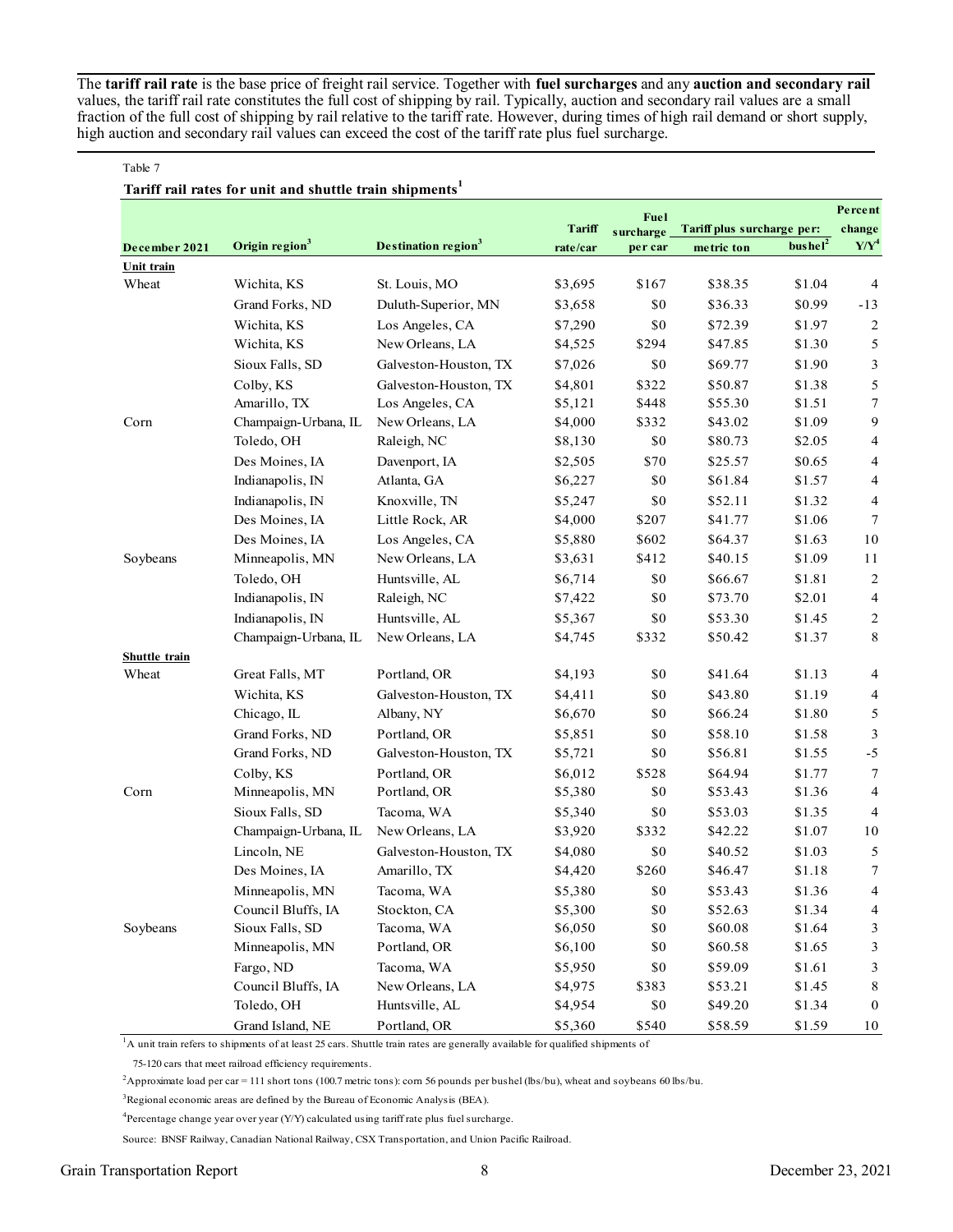The **tariff rail rate** is the base price of freight rail service. Together with **fuel surcharges** and any **auction and secondary rail** values, the tariff rail rate constitutes the full cost of shipping by rail. Typically, auction and secondary rail values are a small fraction of the full cost of shipping by rail relative to the tariff rate. However, during times of high rail demand or short supply, high auction and secondary rail values can exceed the cost of the tariff rate plus fuel surcharge.

Table 7

**Tariff rail rates for unit and shuttle train shipments[1]**

| December 2021 | Origin region[3] | Destination region[3] | Tariff rate/car | Fuel surcharge per car | Tariff plus surcharge per: metric ton | Tariff plus surcharge per: bushel[2] | Percent change Y/Y[4] |
|---|---|---|---|---|---|---|---|
| **Unit train** | | | | | | | |
| Wheat | Wichita, KS | St. Louis, MO | $3,695 | $167 | $38.35 | $1.04 | 4 |
| | Grand Forks, ND | Duluth-Superior, MN | $3,658 | $0 | $36.33 | $0.99 | -13 |
| | Wichita, KS | Los Angeles, CA | $7,290 | $0 | $72.39 | $1.97 | 2 |
| | Wichita, KS | New Orleans, LA | $4,525 | $294 | $47.85 | $1.30 | 5 |
| | Sioux Falls, SD | Galveston-Houston, TX | $7,026 | $0 | $69.77 | $1.90 | 3 |
| | Colby, KS | Galveston-Houston, TX | $4,801 | $322 | $50.87 | $1.38 | 5 |
| | Amarillo, TX | Los Angeles, CA | $5,121 | $448 | $55.30 | $1.51 | 7 |
| Corn | Champaign-Urbana, IL | New Orleans, LA | $4,000 | $332 | $43.02 | $1.09 | 9 |
| | Toledo, OH | Raleigh, NC | $8,130 | $0 | $80.73 | $2.05 | 4 |
| | Des Moines, IA | Davenport, IA | $2,505 | $70 | $25.57 | $0.65 | 4 |
| | Indianapolis, IN | Atlanta, GA | $6,227 | $0 | $61.84 | $1.57 | 4 |
| | Indianapolis, IN | Knoxville, TN | $5,247 | $0 | $52.11 | $1.32 | 4 |
| | Des Moines, IA | Little Rock, AR | $4,000 | $207 | $41.77 | $1.06 | 7 |
| | Des Moines, IA | Los Angeles, CA | $5,880 | $602 | $64.37 | $1.63 | 10 |
| Soybeans | Minneapolis, MN | New Orleans, LA | $3,631 | $412 | $40.15 | $1.09 | 11 |
| | Toledo, OH | Huntsville, AL | $6,714 | $0 | $66.67 | $1.81 | 2 |
| | Indianapolis, IN | Raleigh, NC | $7,422 | $0 | $73.70 | $2.01 | 4 |
| | Indianapolis, IN | Huntsville, AL | $5,367 | $0 | $53.30 | $1.45 | 2 |
| | Champaign-Urbana, IL | New Orleans, LA | $4,745 | $332 | $50.42 | $1.37 | 8 |
| **Shuttle train** | | | | | | | |
| Wheat | Great Falls, MT | Portland, OR | $4,193 | $0 | $41.64 | $1.13 | 4 |
| | Wichita, KS | Galveston-Houston, TX | $4,411 | $0 | $43.80 | $1.19 | 4 |
| | Chicago, IL | Albany, NY | $6,670 | $0 | $66.24 | $1.80 | 5 |
| | Grand Forks, ND | Portland, OR | $5,851 | $0 | $58.10 | $1.58 | 3 |
| | Grand Forks, ND | Galveston-Houston, TX | $5,721 | $0 | $56.81 | $1.55 | -5 |
| | Colby, KS | Portland, OR | $6,012 | $528 | $64.94 | $1.77 | 7 |
| Corn | Minneapolis, MN | Portland, OR | $5,380 | $0 | $53.43 | $1.36 | 4 |
| | Sioux Falls, SD | Tacoma, WA | $5,340 | $0 | $53.03 | $1.35 | 4 |
| | Champaign-Urbana, IL | New Orleans, LA | $3,920 | $332 | $42.22 | $1.07 | 10 |
| | Lincoln, NE | Galveston-Houston, TX | $4,080 | $0 | $40.52 | $1.03 | 5 |
| | Des Moines, IA | Amarillo, TX | $4,420 | $260 | $46.47 | $1.18 | 7 |
| | Minneapolis, MN | Tacoma, WA | $5,380 | $0 | $53.43 | $1.36 | 4 |
| | Council Bluffs, IA | Stockton, CA | $5,300 | $0 | $52.63 | $1.34 | 4 |
| Soybeans | Sioux Falls, SD | Tacoma, WA | $6,050 | $0 | $60.08 | $1.64 | 3 |
| | Minneapolis, MN | Portland, OR | $6,100 | $0 | $60.58 | $1.65 | 3 |
| | Fargo, ND | Tacoma, WA | $5,950 | $0 | $59.09 | $1.61 | 3 |
| | Council Bluffs, IA | New Orleans, LA | $4,975 | $383 | $53.21 | $1.45 | 8 |
| | Toledo, OH | Huntsville, AL | $4,954 | $0 | $49.20 | $1.34 | 0 |
| | Grand Island, NE | Portland, OR | $5,360 | $540 | $58.59 | $1.59 | 10 |

[1]A unit train refers to shipments of at least 25 cars. Shuttle train rates are generally available for qualified shipments of 75-120 cars that meet railroad efficiency requirements.

[2]Approximate load per car = 111 short tons (100.7 metric tons): corn 56 pounds per bushel (lbs/bu), wheat and soybeans 60 lbs/bu.

[3]Regional economic areas are defined by the Bureau of Economic Analysis (BEA).

[4]Percentage change year over year (Y/Y) calculated using tariff rate plus fuel surcharge.

Source: BNSF Railway, Canadian National Railway, CSX Transportation, and Union Pacific Railroad.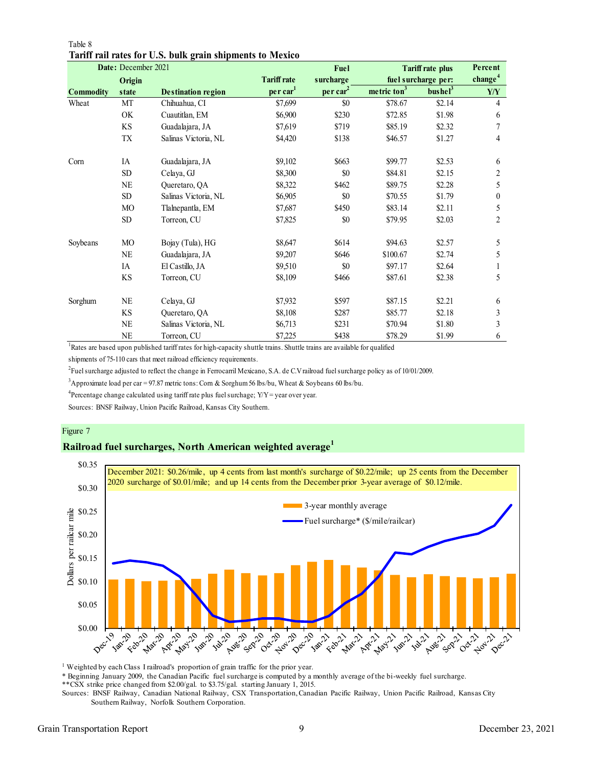Table 8

**Tariff rail rates for U.S. bulk grain shipments to Mexico**

| Date: December 2021 | | | | | Tariff rate plus fuel surcharge per: | | Percent change[4] |
|---|---|---|---|---|---|---|---|
| Commodity | Origin state | Destination region | Tariff rate per car[1] | Fuel surcharge per car[2] | metric ton[3] | bushel[3] | Y/Y |
| Wheat | MT | Chihuahua, CI | $7,699 | $0 | $78.67 | $2.14 | 4 |
| | OK | Cuautitlan, EM | $6,900 | $230 | $72.85 | $1.98 | 6 |
| | KS | Guadalajara, JA | $7,619 | $719 | $85.19 | $2.32 | 7 |
| | TX | Salinas Victoria, NL | $4,420 | $138 | $46.57 | $1.27 | 4 |
| Corn | IA | Guadalajara, JA | $9,102 | $663 | $99.77 | $2.53 | 6 |
| | SD | Celaya, GJ | $8,300 | $0 | $84.81 | $2.15 | 2 |
| | NE | Queretaro, QA | $8,322 | $462 | $89.75 | $2.28 | 5 |
| | SD | Salinas Victoria, NL | $6,905 | $0 | $70.55 | $1.79 | 0 |
| | MO | Tlalnepantla, EM | $7,687 | $450 | $83.14 | $2.11 | 5 |
| | SD | Torreon, CU | $7,825 | $0 | $79.95 | $2.03 | 2 |
| Soybeans | MO | Bojay (Tula), HG | $8,647 | $614 | $94.63 | $2.57 | 5 |
| | NE | Guadalajara, JA | $9,207 | $646 | $100.67 | $2.74 | 5 |
| | IA | El Castillo, JA | $9,510 | $0 | $97.17 | $2.64 | 1 |
| | KS | Torreon, CU | $8,109 | $466 | $87.61 | $2.38 | 5 |
| Sorghum | NE | Celaya, GJ | $7,932 | $597 | $87.15 | $2.21 | 6 |
| | KS | Queretaro, QA | $8,108 | $287 | $85.77 | $2.18 | 3 |
| | NE | Salinas Victoria, NL | $6,713 | $231 | $70.94 | $1.80 | 3 |
| | NE | Torreon, CU | $7,225 | $438 | $78.29 | $1.99 | 6 |

[1]Rates are based upon published tariff rates for high-capacity shuttle trains. Shuttle trains are available for qualified shipments of 75-110 cars that meet railroad efficiency requirements.

[2]Fuel surcharge adjusted to reflect the change in Ferrocarril Mexicano, S.A. de C.V railroad fuel surcharge policy as of 10/01/2009.

[3]Approximate load per car = 97.87 metric tons: Corn & Sorghum 56 lbs/bu, Wheat & Soybeans 60 lbs/bu.

[4]Percentage change calculated using tariff rate plus fuel surchage; Y/Y = year over year.

Sources: BNSF Railway, Union Pacific Railroad, Kansas City Southern.

Figure 7

**Railroad fuel surcharges, North American weighted average[1]**

December 2021: $0.26/mile, up 4 cents from last month's surcharge of $0.22/mile; up 25 cents from the December 2020 surcharge of $0.01/mile; and up 14 cents from the December prior 3-year average of $0.12/mile.

[1] Weighted by each Class I railroad's proportion of grain traffic for the prior year.

* Beginning January 2009, the Canadian Pacific fuel surcharge is computed by a monthly average of the bi-weekly fuel surcharge.

**CSX strike price changed from $2.00/gal. to $3.75/gal. starting January 1, 2015.

Sources: BNSF Railway, Canadian National Railway, CSX Transportation, Canadian Pacific Railway, Union Pacific Railroad, Kansas City Southern Railway, Norfolk Southern Corporation.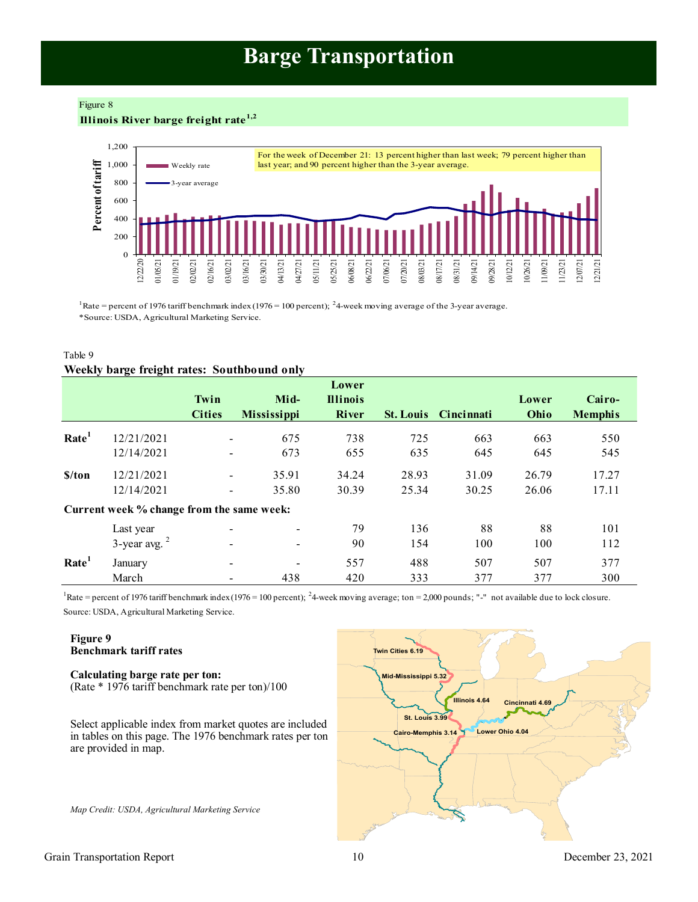# Barge Transportation

Figure 8

**Illinois River barge freight rate[1,2]**

For the week of December 21: 13 percent higher than last week; 79 percent higher than last year; and 90 percent higher than the 3-year average.

[1]Rate = percent of 1976 tariff benchmark index (1976 = 100 percent); [2]4-week moving average of the 3-year average.

*Source: USDA, Agricultural Marketing Service.

Table 9

**Weekly barge freight rates: Southbound only**

| | | Twin Cities | Mid-Mississippi | Lower Illinois River | St. Louis | Cincinnati | Lower Ohio | Cairo-Memphis |
|---|---|---|---|---|---|---|---|---|
| **Rate[1]** | 12/21/2021 | - | 675 | 738 | 725 | 663 | 663 | 550 |
| | 12/14/2021 | - | 673 | 655 | 635 | 645 | 645 | 545 |
| **$/ton** | 12/21/2021 | - | 35.91 | 34.24 | 28.93 | 31.09 | 26.79 | 17.27 |
| | 12/14/2021 | - | 35.80 | 30.39 | 25.34 | 30.25 | 26.06 | 17.11 |
| **Current week % change from the same week:** | | | | | | | | |
| | Last year | - | - | 79 | 136 | 88 | 88 | 101 |
| | 3-year avg. [2] | - | - | 90 | 154 | 100 | 100 | 112 |
| **Rate[1]** | January | - | - | 557 | 488 | 507 | 507 | 377 |
| | March | - | 438 | 420 | 333 | 377 | 377 | 300 |

[1]Rate = percent of 1976 tariff benchmark index (1976 = 100 percent); [2]4-week moving average; ton = 2,000 pounds; "-" not available due to lock closure.

Source: USDA, Agricultural Marketing Service.

**Figure 9**
**Benchmark tariff rates**

**Calculating barge rate per ton:**
(Rate * 1976 tariff benchmark rate per ton)/100

Select applicable index from market quotes are included in tables on this page. The 1976 benchmark rates per ton are provided in map.

*Map Credit: USDA, Agricultural Marketing Service*

Twin Cities 6.19; Mid-Mississippi 5.32; Illinois 4.64; Cincinnati 4.69; St. Louis 3.99; Cairo-Memphis 3.14; Lower Ohio 4.04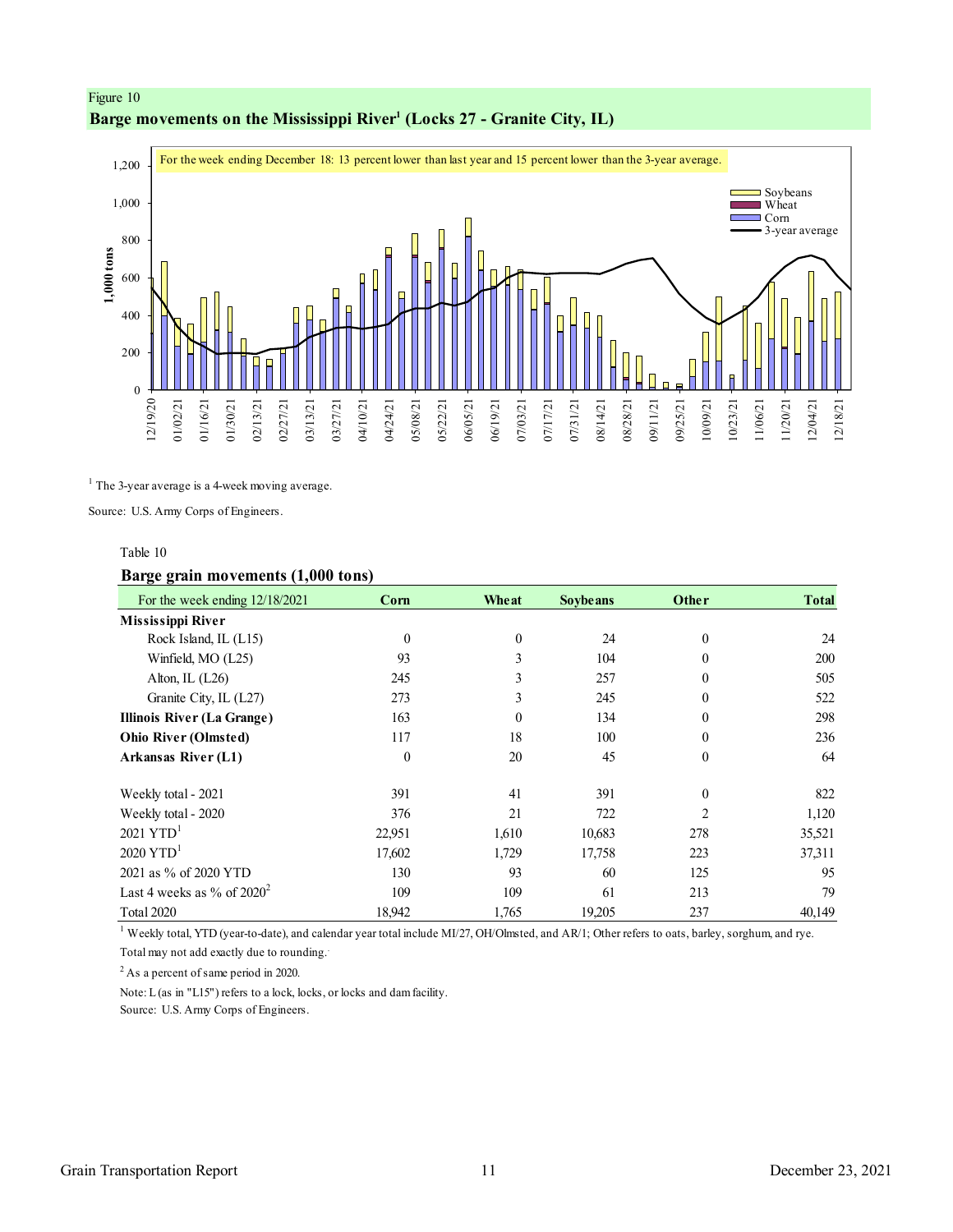Figure 10

**Barge movements on the Mississippi River[1] (Locks 27 - Granite City, IL)**

For the week ending December 18: 13 percent lower than last year and 15 percent lower than the 3-year average.

[1] The 3-year average is a 4-week moving average.

Source: U.S. Army Corps of Engineers.

Table 10

**Barge grain movements (1,000 tons)**

| For the week ending 12/18/2021 | Corn | Wheat | Soybeans | Other | Total |
|---|---|---|---|---|---|
| **Mississippi River** | | | | | |
| Rock Island, IL (L15) | 0 | 0 | 24 | 0 | 24 |
| Winfield, MO (L25) | 93 | 3 | 104 | 0 | 200 |
| Alton, IL (L26) | 245 | 3 | 257 | 0 | 505 |
| Granite City, IL (L27) | 273 | 3 | 245 | 0 | 522 |
| **Illinois River (La Grange)** | 163 | 0 | 134 | 0 | 298 |
| **Ohio River (Olmsted)** | 117 | 18 | 100 | 0 | 236 |
| **Arkansas River (L1)** | 0 | 20 | 45 | 0 | 64 |
| | | | | | |
| Weekly total - 2021 | 391 | 41 | 391 | 0 | 822 |
| Weekly total - 2020 | 376 | 21 | 722 | 2 | 1,120 |
| 2021 YTD[1] | 22,951 | 1,610 | 10,683 | 278 | 35,521 |
| 2020 YTD[1] | 17,602 | 1,729 | 17,758 | 223 | 37,311 |
| 2021 as % of 2020 YTD | 130 | 93 | 60 | 125 | 95 |
| Last 4 weeks as % of 2020[2] | 109 | 109 | 61 | 213 | 79 |
| Total 2020 | 18,942 | 1,765 | 19,205 | 237 | 40,149 |

[1] Weekly total, YTD (year-to-date), and calendar year total include MI/27, OH/Olmsted, and AR/1; Other refers to oats, barley, sorghum, and rye.

Total may not add exactly due to rounding.

[2] As a percent of same period in 2020.

Note: L (as in "L15") refers to a lock, locks, or locks and dam facility.

Source: U.S. Army Corps of Engineers.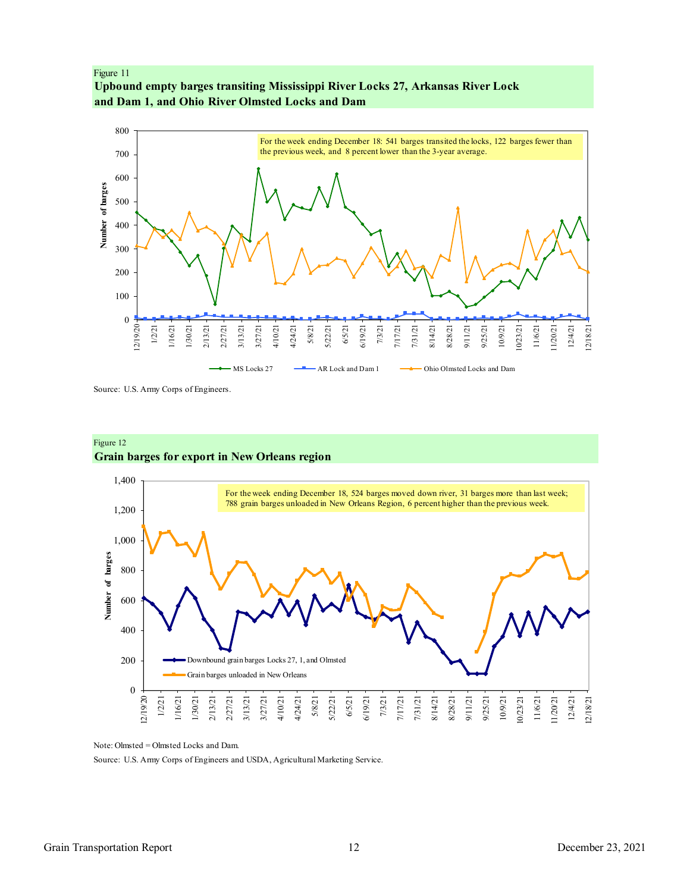Figure 11

**Upbound empty barges transiting Mississippi River Locks 27, Arkansas River Lock and Dam 1, and Ohio River Olmsted Locks and Dam**

For the week ending December 18: 541 barges transited the locks, 122 barges fewer than the previous week, and 8 percent lower than the 3-year average.

Number of barges

MS Locks 27 | AR Lock and Dam 1 | Ohio Olmsted Locks and Dam

Source: U.S. Army Corps of Engineers.

Figure 12

**Grain barges for export in New Orleans region**

For the week ending December 18, 524 barges moved down river, 31 barges more than last week; 788 grain barges unloaded in New Orleans Region, 6 percent higher than the previous week.

Number of barges

Downbound grain barges Locks 27, 1, and Olmsted | Grain barges unloaded in New Orleans

Note: Olmsted = Olmsted Locks and Dam.

Source: U.S. Army Corps of Engineers and USDA, Agricultural Marketing Service.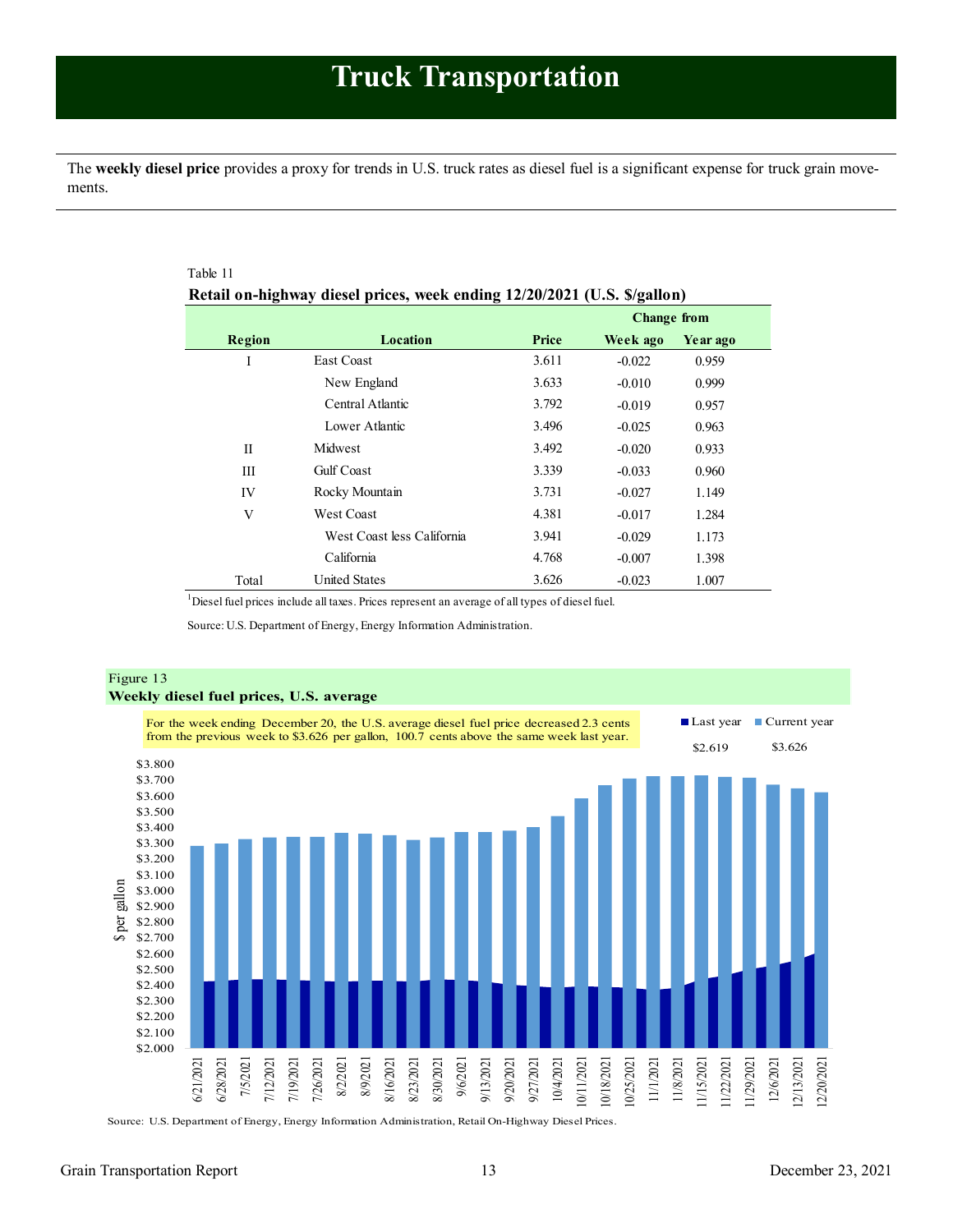# Truck Transportation

The **weekly diesel price** provides a proxy for trends in U.S. truck rates as diesel fuel is a significant expense for truck grain movements.

Table 11

**Retail on-highway diesel prices, week ending 12/20/2021 (U.S. $/gallon)**

| Region | Location | Price | Change from Week ago | Change from Year ago |
|---|---|---|---|---|
| I | East Coast | 3.611 | -0.022 | 0.959 |
| | New England | 3.633 | -0.010 | 0.999 |
| | Central Atlantic | 3.792 | -0.019 | 0.957 |
| | Lower Atlantic | 3.496 | -0.025 | 0.963 |
| II | Midwest | 3.492 | -0.020 | 0.933 |
| III | Gulf Coast | 3.339 | -0.033 | 0.960 |
| IV | Rocky Mountain | 3.731 | -0.027 | 1.149 |
| V | West Coast | 4.381 | -0.017 | 1.284 |
| | West Coast less California | 3.941 | -0.029 | 1.173 |
| | California | 4.768 | -0.007 | 1.398 |
| Total | United States | 3.626 | -0.023 | 1.007 |

[1]Diesel fuel prices include all taxes. Prices represent an average of all types of diesel fuel.

Source: U.S. Department of Energy, Energy Information Administration.

Figure 13

**Weekly diesel fuel prices, U.S. average**

For the week ending December 20, the U.S. average diesel fuel price decreased 2.3 cents from the previous week to $3.626 per gallon, 100.7 cents above the same week last year.

Last year $2.619 | Current year $3.626

Source: U.S. Department of Energy, Energy Information Administration, Retail On-Highway Diesel Prices.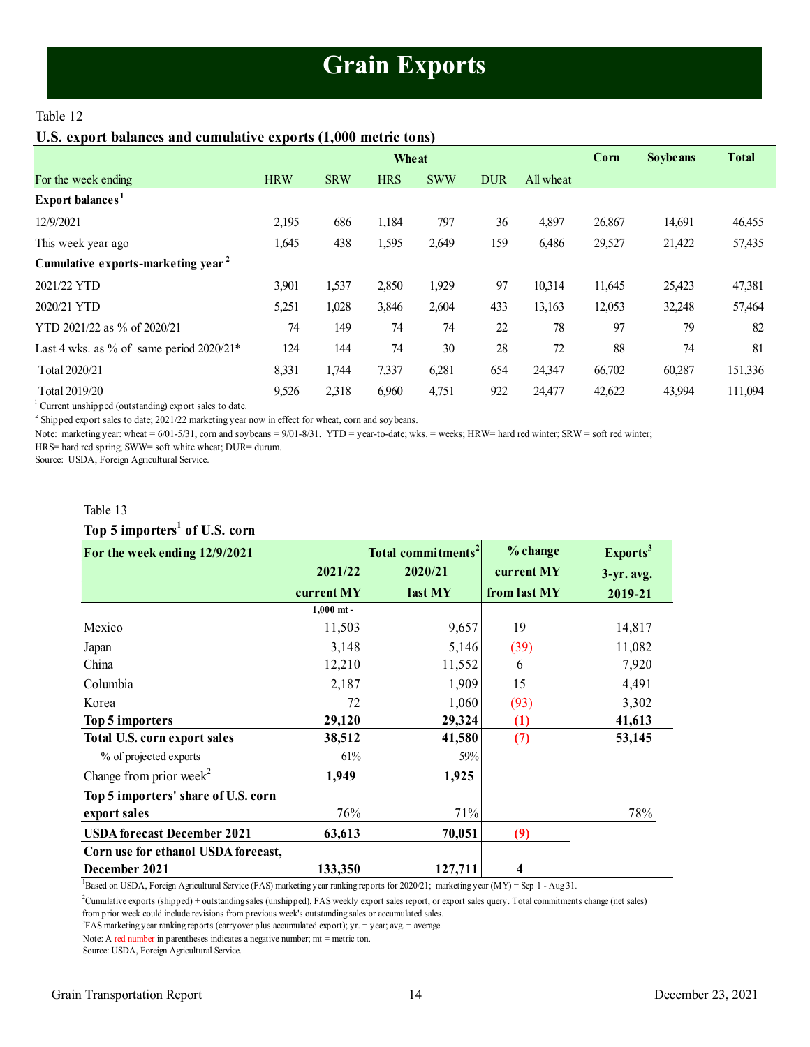# Grain Exports

Table 12

**U.S. export balances and cumulative exports (1,000 metric tons)**

| | Wheat | | | | | | Corn | Soybeans | Total |
|---|---|---|---|---|---|---|---|---|---|
| For the week ending | HRW | SRW | HRS | SWW | DUR | All wheat | | | |
| **Export balances[1]** | | | | | | | | | |
| 12/9/2021 | 2,195 | 686 | 1,184 | 797 | 36 | 4,897 | 26,867 | 14,691 | 46,455 |
| This week year ago | 1,645 | 438 | 1,595 | 2,649 | 159 | 6,486 | 29,527 | 21,422 | 57,435 |
| **Cumulative exports-marketing year[2]** | | | | | | | | | |
| 2021/22 YTD | 3,901 | 1,537 | 2,850 | 1,929 | 97 | 10,314 | 11,645 | 25,423 | 47,381 |
| 2020/21 YTD | 5,251 | 1,028 | 3,846 | 2,604 | 433 | 13,163 | 12,053 | 32,248 | 57,464 |
| YTD 2021/22 as % of 2020/21 | 74 | 149 | 74 | 74 | 22 | 78 | 97 | 79 | 82 |
| Last 4 wks. as % of same period 2020/21* | 124 | 144 | 74 | 30 | 28 | 72 | 88 | 74 | 81 |
| Total 2020/21 | 8,331 | 1,744 | 7,337 | 6,281 | 654 | 24,347 | 66,702 | 60,287 | 151,336 |
| Total 2019/20 | 9,526 | 2,318 | 6,960 | 4,751 | 922 | 24,477 | 42,622 | 43,994 | 111,094 |

[1] Current unshipped (outstanding) export sales to date.

[2] Shipped export sales to date; 2021/22 marketing year now in effect for wheat, corn and soybeans.

Note: marketing year: wheat = 6/01-5/31, corn and soybeans = 9/01-8/31. YTD = year-to-date; wks. = weeks; HRW= hard red winter; SRW = soft red winter; HRS= hard red spring; SWW= soft white wheat; DUR= durum.

Source: USDA, Foreign Agricultural Service.

Table 13

**Top 5 importers[1] of U.S. corn**

| For the week ending 12/9/2021 | Total commitments[2] 2021/22 current MY | Total commitments[2] 2020/21 last MY | % change current MY from last MY | Exports[3] 3-yr. avg. 2019-21 |
|---|---|---|---|---|
| | 1,000 mt - | | | |
| Mexico | 11,503 | 9,657 | 19 | 14,817 |
| Japan | 3,148 | 5,146 | (39) | 11,082 |
| China | 12,210 | 11,552 | 6 | 7,920 |
| Columbia | 2,187 | 1,909 | 15 | 4,491 |
| Korea | 72 | 1,060 | (93) | 3,302 |
| **Top 5 importers** | **29,120** | **29,324** | **(1)** | **41,613** |
| **Total U.S. corn export sales** | **38,512** | **41,580** | **(7)** | **53,145** |
| % of projected exports | 61% | 59% | | |
| Change from prior week[2] | **1,949** | **1,925** | | |
| **Top 5 importers' share of U.S. corn export sales** | 76% | 71% | | 78% |
| **USDA forecast December 2021** | **63,613** | **70,051** | **(9)** | |
| **Corn use for ethanol USDA forecast, December 2021** | **133,350** | **127,711** | **4** | |

[1] Based on USDA, Foreign Agricultural Service (FAS) marketing year ranking reports for 2020/21; marketing year (MY) = Sep 1 - Aug 31.

[2] Cumulative exports (shipped) + outstanding sales (unshipped), FAS weekly export sales report, or export sales query. Total commitments change (net sales) from prior week could include revisions from previous week's outstanding sales or accumulated sales.

[3] FAS marketing year ranking reports (carryover plus accumulated export); yr. = year; avg. = average.

Note: A red number in parentheses indicates a negative number; mt = metric ton.

Source: USDA, Foreign Agricultural Service.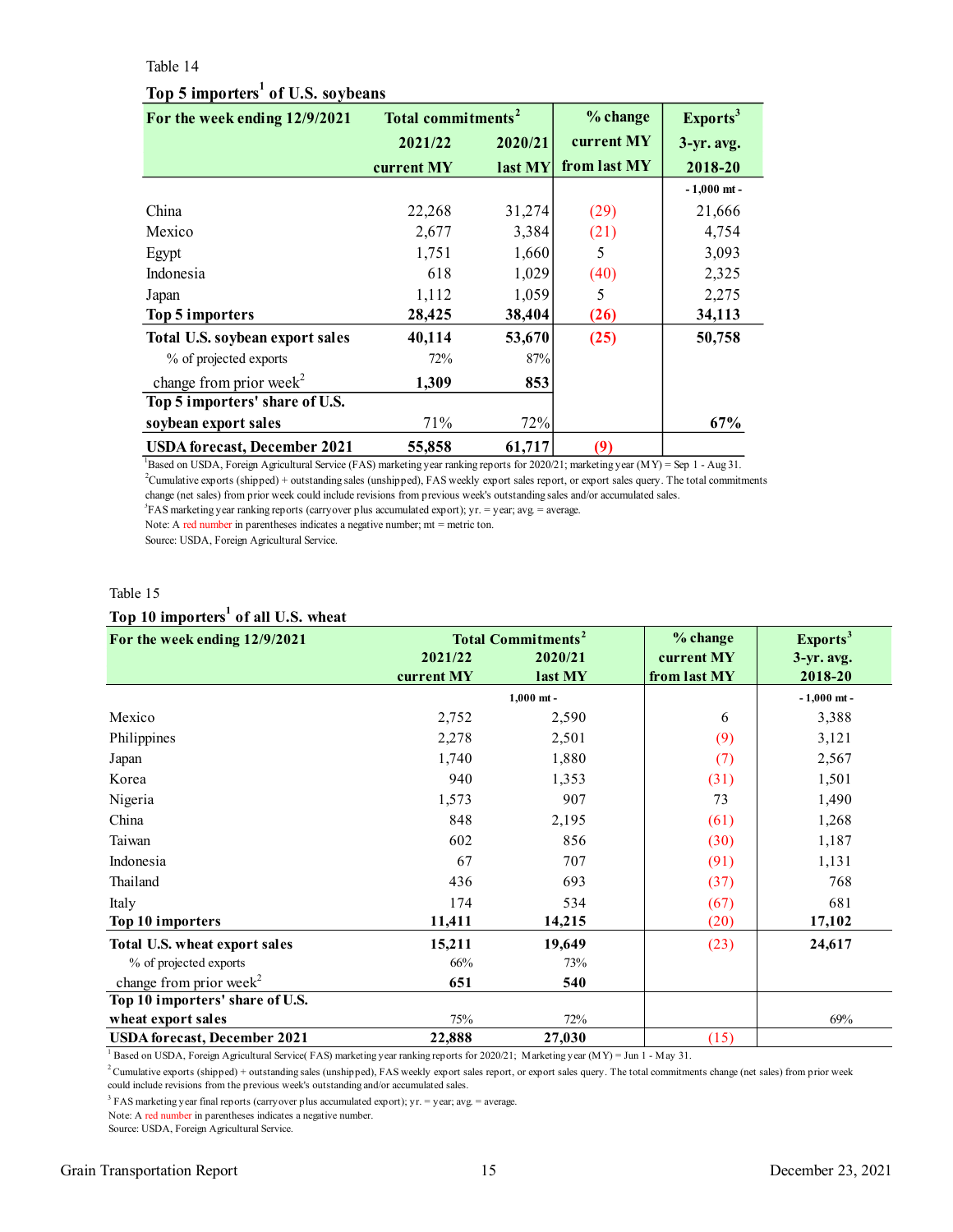Table 14

### Top 5 importers[1] of U.S. soybeans

| For the week ending 12/9/2021 | Total commitments[2] | | % change | Exports[3] |
|---|---|---|---|---|
| | 2021/22 | 2020/21 | current MY | 3-yr. avg. |
| | current MY | last MY | from last MY | 2018-20 |
| | | | | - 1,000 mt - |
| China | 22,268 | 31,274 | (29) | 21,666 |
| Mexico | 2,677 | 3,384 | (21) | 4,754 |
| Egypt | 1,751 | 1,660 | 5 | 3,093 |
| Indonesia | 618 | 1,029 | (40) | 2,325 |
| Japan | 1,112 | 1,059 | 5 | 2,275 |
| **Top 5 importers** | **28,425** | **38,404** | **(26)** | **34,113** |
| **Total U.S. soybean export sales** | **40,114** | **53,670** | **(25)** | **50,758** |
| % of projected exports | 72% | 87% | | |
| change from prior week[2] | **1,309** | **853** | | |
| **Top 5 importers' share of U.S. soybean export sales** | 71% | 72% | | **67%** |
| **USDA forecast, December 2021** | **55,858** | **61,717** | **(9)** | |

[1]Based on USDA, Foreign Agricultural Service (FAS) marketing year ranking reports for 2020/21; marketing year (MY) = Sep 1 - Aug 31.
[2]Cumulative exports (shipped) + outstanding sales (unshipped), FAS weekly export sales report, or export sales query. The total commitments change (net sales) from prior week could include revisions from previous week's outstanding sales and/or accumulated sales.
[3]FAS marketing year ranking reports (carryover plus accumulated export); yr. = year; avg. = average.
Note: A red number in parentheses indicates a negative number; mt = metric ton.
Source: USDA, Foreign Agricultural Service.

Table 15

### Top 10 importers[1] of all U.S. wheat

| For the week ending 12/9/2021 | Total Commitments[2] | | % change | Exports[3] |
|---|---|---|---|---|
| | 2021/22 | 2020/21 | current MY | 3-yr. avg. |
| | current MY | last MY | from last MY | 2018-20 |
| | 1,000 mt - | | | - 1,000 mt - |
| Mexico | 2,752 | 2,590 | 6 | 3,388 |
| Philippines | 2,278 | 2,501 | (9) | 3,121 |
| Japan | 1,740 | 1,880 | (7) | 2,567 |
| Korea | 940 | 1,353 | (31) | 1,501 |
| Nigeria | 1,573 | 907 | 73 | 1,490 |
| China | 848 | 2,195 | (61) | 1,268 |
| Taiwan | 602 | 856 | (30) | 1,187 |
| Indonesia | 67 | 707 | (91) | 1,131 |
| Thailand | 436 | 693 | (37) | 768 |
| Italy | 174 | 534 | (67) | 681 |
| **Top 10 importers** | **11,411** | **14,215** | (20) | **17,102** |
| **Total U.S. wheat export sales** | **15,211** | **19,649** | (23) | **24,617** |
| % of projected exports | 66% | 73% | | |
| change from prior week[2] | **651** | **540** | | |
| **Top 10 importers' share of U.S. wheat export sales** | 75% | 72% | | 69% |
| **USDA forecast, December 2021** | **22,888** | **27,030** | (15) | |

[1] Based on USDA, Foreign Agricultural Service( FAS) marketing year ranking reports for 2020/21; Marketing year (MY) = Jun 1 - May 31.
[2] Cumulative exports (shipped) + outstanding sales (unshipped), FAS weekly export sales report, or export sales query. The total commitments change (net sales) from prior week could include revisions from the previous week's outstanding and/or accumulated sales.
[3] FAS marketing year final reports (carryover plus accumulated export); yr. = year; avg. = average.
Note: A red number in parentheses indicates a negative number.
Source: USDA, Foreign Agricultural Service.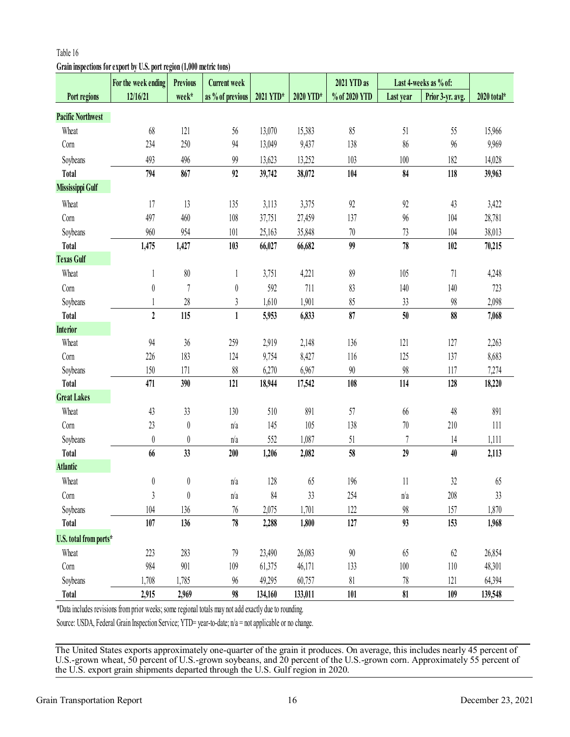Table 16

**Grain inspections for export by U.S. port region (1,000 metric tons)**

| Port regions | For the week ending 12/16/21 | Previous week* | Current week as % of previous | 2021 YTD* | 2020 YTD* | 2021 YTD as % of 2020 YTD | Last 4-weeks as % of: | | 2020 total* |
|---|---|---|---|---|---|---|---|---|---|
| | | | | | | | Last year | Prior 3-yr. avg. | |
| **Pacific Northwest** | | | | | | | | | |
| Wheat | 68 | 121 | 56 | 13,070 | 15,383 | 85 | 51 | 55 | 15,966 |
| Corn | 234 | 250 | 94 | 13,049 | 9,437 | 138 | 86 | 96 | 9,969 |
| Soybeans | 493 | 496 | 99 | 13,623 | 13,252 | 103 | 100 | 182 | 14,028 |
| **Total** | **794** | **867** | **92** | **39,742** | **38,072** | **104** | **84** | **118** | **39,963** |
| **Mississippi Gulf** | | | | | | | | | |
| Wheat | 17 | 13 | 135 | 3,113 | 3,375 | 92 | 92 | 43 | 3,422 |
| Corn | 497 | 460 | 108 | 37,751 | 27,459 | 137 | 96 | 104 | 28,781 |
| Soybeans | 960 | 954 | 101 | 25,163 | 35,848 | 70 | 73 | 104 | 38,013 |
| **Total** | **1,475** | **1,427** | **103** | **66,027** | **66,682** | **99** | **78** | **102** | **70,215** |
| **Texas Gulf** | | | | | | | | | |
| Wheat | 1 | 80 | 1 | 3,751 | 4,221 | 89 | 105 | 71 | 4,248 |
| Corn | 0 | 7 | 0 | 592 | 711 | 83 | 140 | 140 | 723 |
| Soybeans | 1 | 28 | 3 | 1,610 | 1,901 | 85 | 33 | 98 | 2,098 |
| **Total** | **2** | **115** | **1** | **5,953** | **6,833** | **87** | **50** | **88** | **7,068** |
| **Interior** | | | | | | | | | |
| Wheat | 94 | 36 | 259 | 2,919 | 2,148 | 136 | 121 | 127 | 2,263 |
| Corn | 226 | 183 | 124 | 9,754 | 8,427 | 116 | 125 | 137 | 8,683 |
| Soybeans | 150 | 171 | 88 | 6,270 | 6,967 | 90 | 98 | 117 | 7,274 |
| **Total** | **471** | **390** | **121** | **18,944** | **17,542** | **108** | **114** | **128** | **18,220** |
| **Great Lakes** | | | | | | | | | |
| Wheat | 43 | 33 | 130 | 510 | 891 | 57 | 66 | 48 | 891 |
| Corn | 23 | 0 | n/a | 145 | 105 | 138 | 70 | 210 | 111 |
| Soybeans | 0 | 0 | n/a | 552 | 1,087 | 51 | 7 | 14 | 1,111 |
| **Total** | **66** | **33** | **200** | **1,206** | **2,082** | **58** | **29** | **40** | **2,113** |
| **Atlantic** | | | | | | | | | |
| Wheat | 0 | 0 | n/a | 128 | 65 | 196 | 11 | 32 | 65 |
| Corn | 3 | 0 | n/a | 84 | 33 | 254 | n/a | 208 | 33 |
| Soybeans | 104 | 136 | 76 | 2,075 | 1,701 | 122 | 98 | 157 | 1,870 |
| **Total** | **107** | **136** | **78** | **2,288** | **1,800** | **127** | **93** | **153** | **1,968** |
| **U.S. total from ports*** | | | | | | | | | |
| Wheat | 223 | 283 | 79 | 23,490 | 26,083 | 90 | 65 | 62 | 26,854 |
| Corn | 984 | 901 | 109 | 61,375 | 46,171 | 133 | 100 | 110 | 48,301 |
| Soybeans | 1,708 | 1,785 | 96 | 49,295 | 60,757 | 81 | 78 | 121 | 64,394 |
| **Total** | **2,915** | **2,969** | **98** | **134,160** | **133,011** | **101** | **81** | **109** | **139,548** |

*Data includes revisions from prior weeks; some regional totals may not add exactly due to rounding.

Source: USDA, Federal Grain Inspection Service; YTD= year-to-date; n/a = not applicable or no change.

The United States exports approximately one-quarter of the grain it produces. On average, this includes nearly 45 percent of U.S.-grown wheat, 50 percent of U.S.-grown soybeans, and 20 percent of the U.S.-grown corn. Approximately 55 percent of the U.S. export grain shipments departed through the U.S. Gulf region in 2020.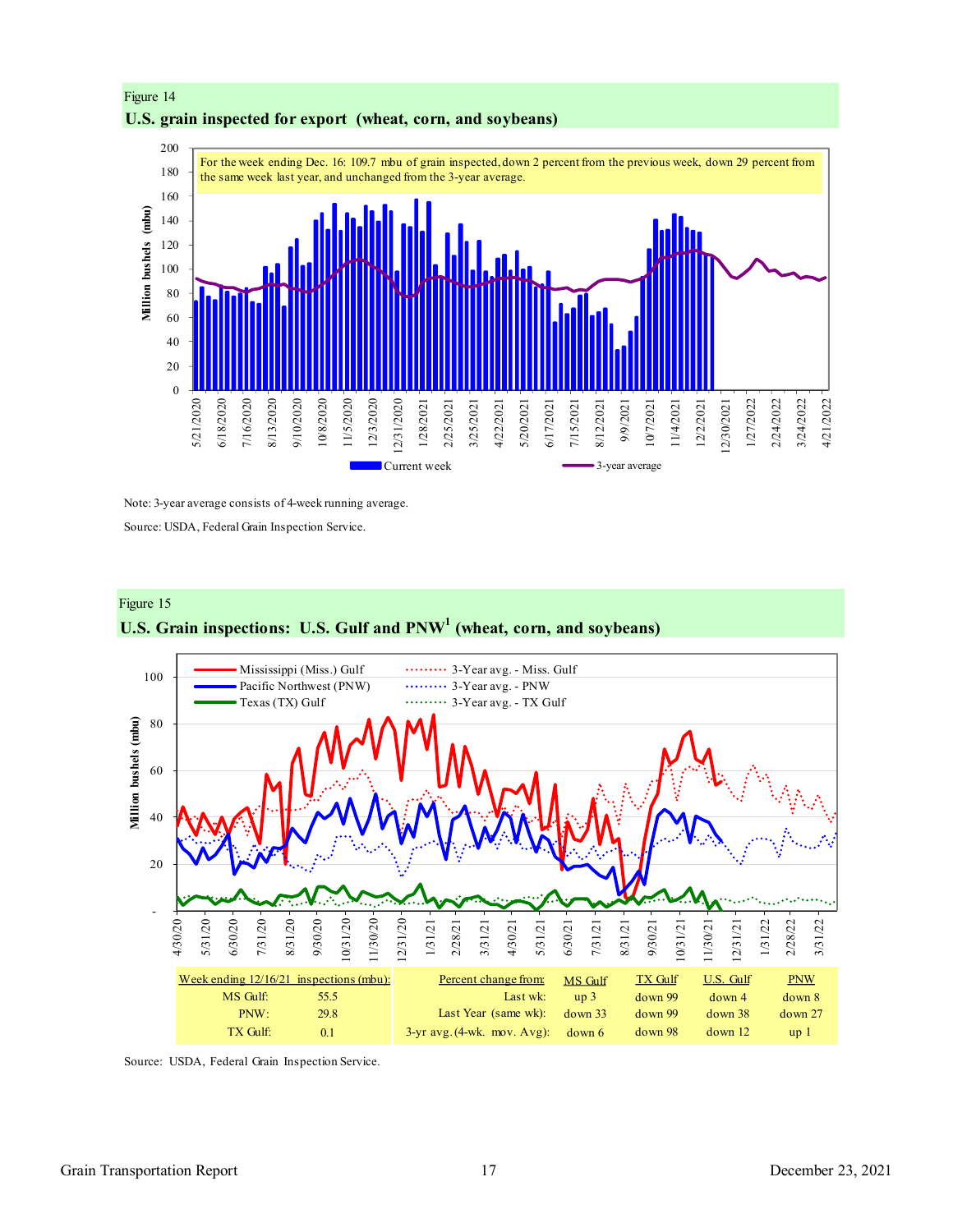Figure 14

**U.S. grain inspected for export (wheat, corn, and soybeans)**

For the week ending Dec. 16: 109.7 mbu of grain inspected, down 2 percent from the previous week, down 29 percent from the same week last year, and unchanged from the 3-year average.

Note: 3-year average consists of 4-week running average.

Source: USDA, Federal Grain Inspection Service.

Figure 15

**U.S. Grain inspections: U.S. Gulf and PNW[1] (wheat, corn, and soybeans)**

| Week ending 12/16/21 inspections (mbu): | | Percent change from: | MS Gulf | TX Gulf | U.S. Gulf | PNW |
|---|---|---|---|---|---|---|
| MS Gulf: | 55.5 | Last wk: | up 3 | down 99 | down 4 | down 8 |
| PNW: | 29.8 | Last Year (same wk): | down 33 | down 99 | down 38 | down 27 |
| TX Gulf: | 0.1 | 3-yr avg. (4-wk. mov. Avg): | down 6 | down 98 | down 12 | up 1 |

Source: USDA, Federal Grain Inspection Service.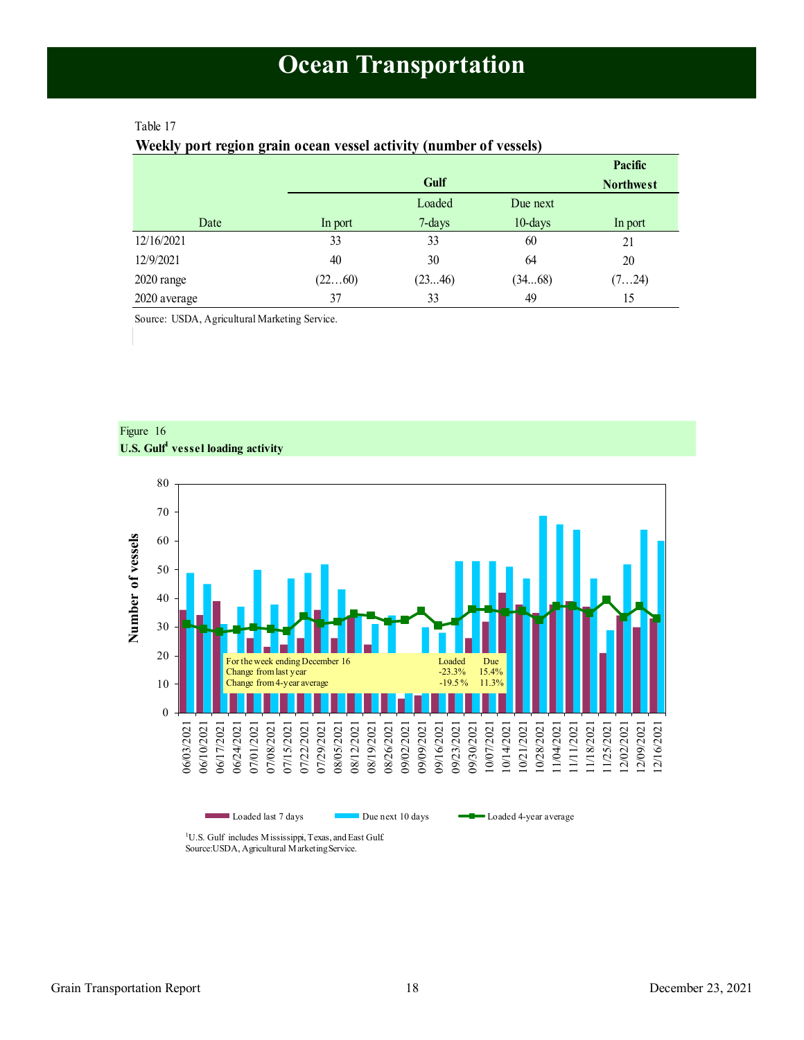# Ocean Transportation

Table 17

**Weekly port region grain ocean vessel activity (number of vessels)**

| | Gulf | | | Pacific Northwest |
|---|---|---|---|---|
| Date | In port | Loaded 7-days | Due next 10-days | In port |
| 12/16/2021 | 33 | 33 | 60 | 21 |
| 12/9/2021 | 40 | 30 | 64 | 20 |
| 2020 range | (22…60) | (23...46) | (34...68) | (7…24) |
| 2020 average | 37 | 33 | 49 | 15 |

Source: USDA, Agricultural Marketing Service.

Figure 16

**U.S. Gulf[1] vessel loading activity**

For the week ending December 16

| | Loaded | Due |
|---|---|---|
| Change from last year | -23.3% | 15.4% |
| Change from 4-year average | -19.5% | 11.3% |

Legend: Loaded last 7 days; Due next 10 days; Loaded 4-year average

[1]U.S. Gulf includes Mississippi, Texas, and East Gulf.
Source: USDA, Agricultural Marketing Service.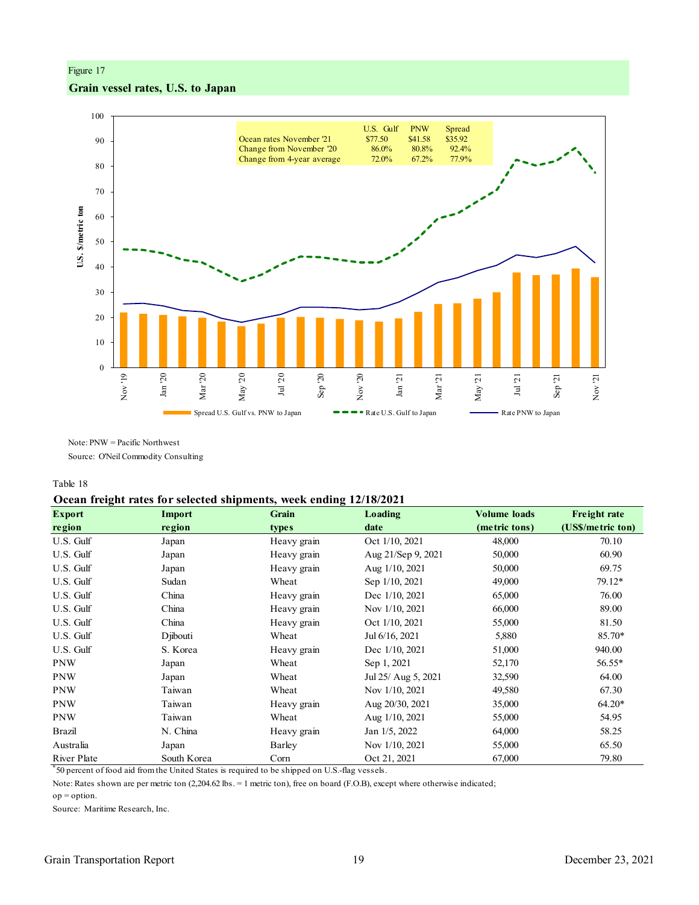Figure 17

**Grain vessel rates, U.S. to Japan**

| | U.S. Gulf | PNW | Spread |
|---|---|---|---|
| Ocean rates November '21 | $77.50 | $41.58 | $35.92 |
| Change from November '20 | 86.0% | 80.8% | 92.4% |
| Change from 4-year average | 72.0% | 67.2% | 77.9% |

Legend: Spread U.S. Gulf vs. PNW to Japan; Rate U.S. Gulf to Japan; Rate PNW to Japan

Y-axis: U.S. $/metric ton

Note: PNW = Pacific Northwest

Source: O'Neil Commodity Consulting

Table 18

**Ocean freight rates for selected shipments, week ending 12/18/2021**

| Export region | Import region | Grain types | Loading date | Volume loads (metric tons) | Freight rate (US$/metric ton) |
|---|---|---|---|---|---|
| U.S. Gulf | Japan | Heavy grain | Oct 1/10, 2021 | 48,000 | 70.10 |
| U.S. Gulf | Japan | Heavy grain | Aug 21/Sep 9, 2021 | 50,000 | 60.90 |
| U.S. Gulf | Japan | Heavy grain | Aug 1/10, 2021 | 50,000 | 69.75 |
| U.S. Gulf | Sudan | Wheat | Sep 1/10, 2021 | 49,000 | 79.12* |
| U.S. Gulf | China | Heavy grain | Dec 1/10, 2021 | 65,000 | 76.00 |
| U.S. Gulf | China | Heavy grain | Nov 1/10, 2021 | 66,000 | 89.00 |
| U.S. Gulf | China | Heavy grain | Oct 1/10, 2021 | 55,000 | 81.50 |
| U.S. Gulf | Djibouti | Wheat | Jul 6/16, 2021 | 5,880 | 85.70* |
| U.S. Gulf | S. Korea | Heavy grain | Dec 1/10, 2021 | 51,000 | 940.00 |
| PNW | Japan | Wheat | Sep 1, 2021 | 52,170 | 56.55* |
| PNW | Japan | Wheat | Jul 25/ Aug 5, 2021 | 32,590 | 64.00 |
| PNW | Taiwan | Wheat | Nov 1/10, 2021 | 49,580 | 67.30 |
| PNW | Taiwan | Heavy grain | Aug 20/30, 2021 | 35,000 | 64.20* |
| PNW | Taiwan | Wheat | Aug 1/10, 2021 | 55,000 | 54.95 |
| Brazil | N. China | Heavy grain | Jan 1/5, 2022 | 64,000 | 58.25 |
| Australia | Japan | Barley | Nov 1/10, 2021 | 55,000 | 65.50 |
| River Plate | South Korea | Corn | Oct 21, 2021 | 67,000 | 79.80 |

*50 percent of food aid from the United States is required to be shipped on U.S.-flag vessels.

Note: Rates shown are per metric ton (2,204.62 lbs. = 1 metric ton), free on board (F.O.B), except where otherwise indicated; op = option.

Source: Maritime Research, Inc.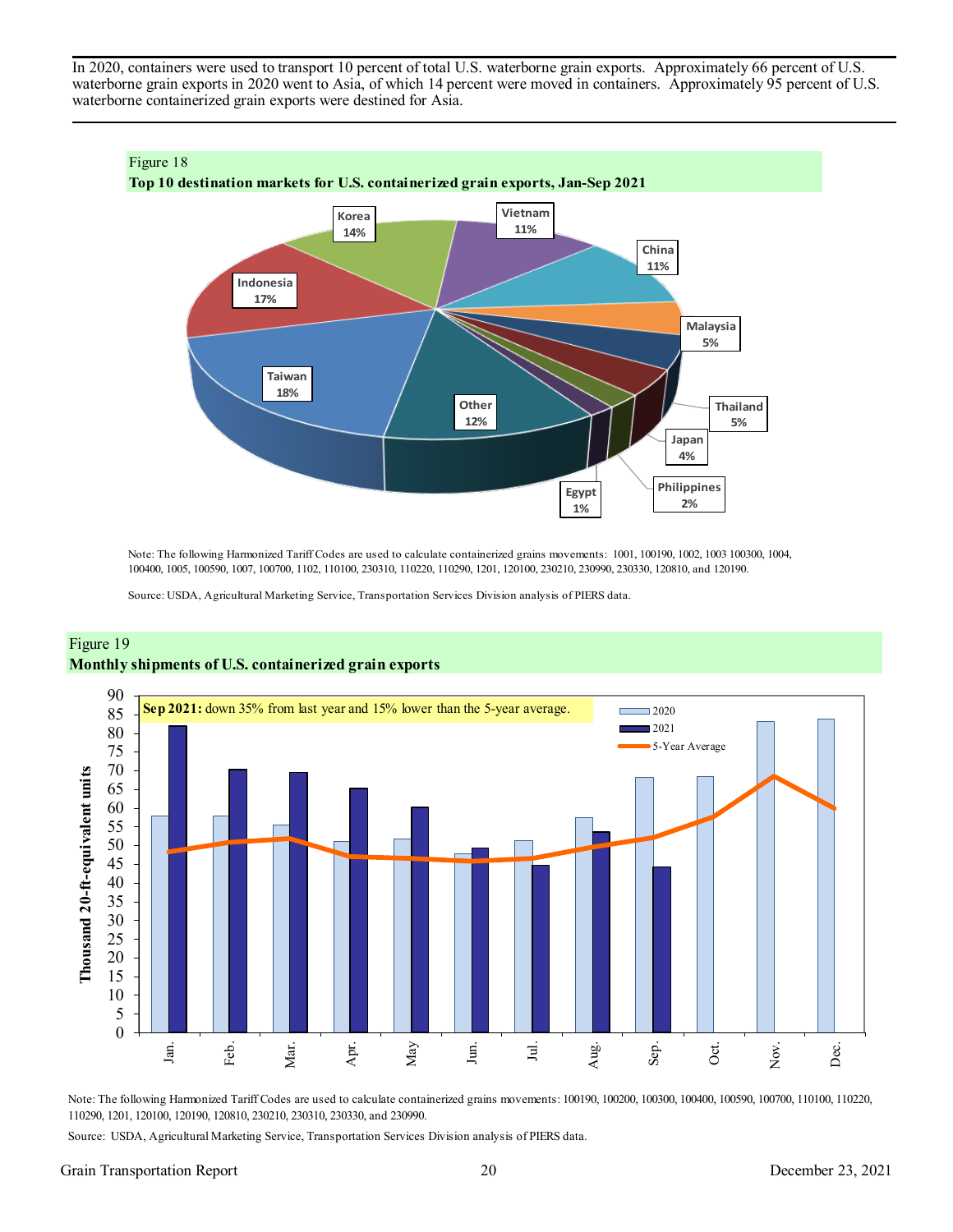In 2020, containers were used to transport 10 percent of total U.S. waterborne grain exports. Approximately 66 percent of U.S. waterborne grain exports in 2020 went to Asia, of which 14 percent were moved in containers. Approximately 95 percent of U.S. waterborne containerized grain exports were destined for Asia.

Figure 18
**Top 10 destination markets for U.S. containerized grain exports, Jan-Sep 2021**

| Destination | Share |
|---|---|
| Taiwan | 18% |
| Indonesia | 17% |
| Korea | 14% |
| Vietnam | 11% |
| China | 11% |
| Malaysia | 5% |
| Thailand | 5% |
| Japan | 4% |
| Philippines | 2% |
| Egypt | 1% |
| Other | 12% |

Note: The following Harmonized Tariff Codes are used to calculate containerized grains movements: 1001, 100190, 1002, 1003 100300, 1004, 100400, 1005, 100590, 1007, 100700, 1102, 110100, 230310, 110220, 110290, 1201, 120100, 230210, 230990, 230330, 120810, and 120190.

Source: USDA, Agricultural Marketing Service, Transportation Services Division analysis of PIERS data.

Figure 19
**Monthly shipments of U.S. containerized grain exports**

**Sep 2021:** down 35% from last year and 15% lower than the 5-year average.

Thousand 20-ft-equivalent units

| Month | 2020 | 2021 | 5-Year Average |
|---|---|---|---|
| Jan. | 58 | 82 | 48 |
| Feb. | 58 | 70 | 51 |
| Mar. | 55 | 69 | 52 |
| Apr. | 51 | 65 | 47 |
| May | 52 | 60 | 46 |
| Jun. | 48 | 49 | 46 |
| Jul. | 51 | 45 | 46 |
| Aug. | 57 | 54 | 50 |
| Sep. | 68 | 44 | 52 |
| Oct. | 68 | | 58 |
| Nov. | 83 | | 68 |
| Dec. | 84 | | 60 |

Note: The following Harmonized Tariff Codes are used to calculate containerized grains movements: 100190, 100200, 100300, 100400, 100590, 100700, 110100, 110220, 110290, 1201, 120100, 120190, 120810, 230210, 230310, 230330, and 230990.

Source: USDA, Agricultural Marketing Service, Transportation Services Division analysis of PIERS data.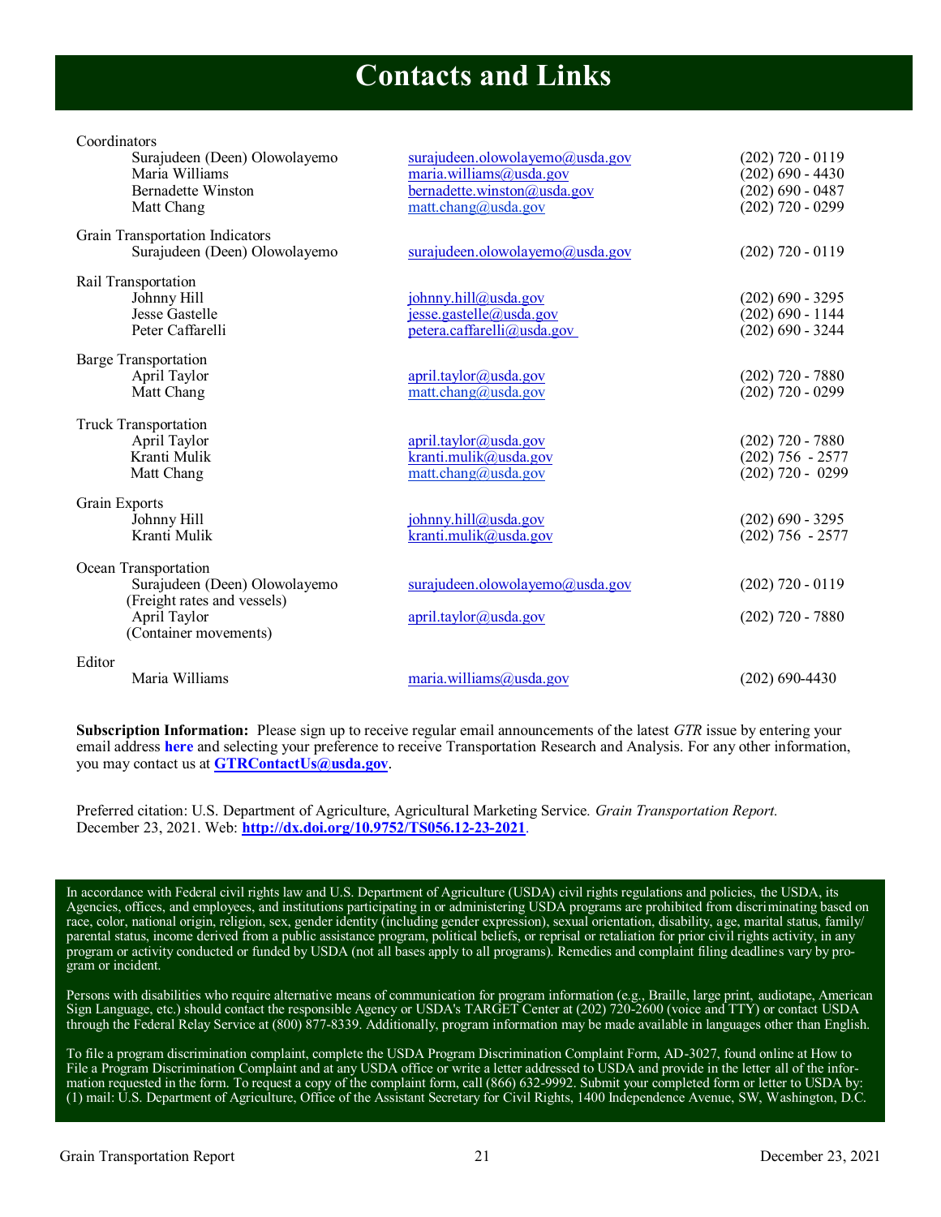# Contacts and Links

| | | |
|---|---|---|
| **Coordinators** | | |
| Surajudeen (Deen) Olowolayemo | surajudeen.olowolayemo@usda.gov | (202) 720 - 0119 |
| Maria Williams | maria.williams@usda.gov | (202) 690 - 4430 |
| Bernadette Winston | bernadette.winston@usda.gov | (202) 690 - 0487 |
| Matt Chang | matt.chang@usda.gov | (202) 720 - 0299 |
| **Grain Transportation Indicators** | | |
| Surajudeen (Deen) Olowolayemo | surajudeen.olowolayemo@usda.gov | (202) 720 - 0119 |
| **Rail Transportation** | | |
| Johnny Hill | johnny.hill@usda.gov | (202) 690 - 3295 |
| Jesse Gastelle | jesse.gastelle@usda.gov | (202) 690 - 1144 |
| Peter Caffarelli | petera.caffarelli@usda.gov | (202) 690 - 3244 |
| **Barge Transportation** | | |
| April Taylor | april.taylor@usda.gov | (202) 720 - 7880 |
| Matt Chang | matt.chang@usda.gov | (202) 720 - 0299 |
| **Truck Transportation** | | |
| April Taylor | april.taylor@usda.gov | (202) 720 - 7880 |
| Kranti Mulik | kranti.mulik@usda.gov | (202) 756 - 2577 |
| Matt Chang | matt.chang@usda.gov | (202) 720 - 0299 |
| **Grain Exports** | | |
| Johnny Hill | johnny.hill@usda.gov | (202) 690 - 3295 |
| Kranti Mulik | kranti.mulik@usda.gov | (202) 756 - 2577 |
| **Ocean Transportation** | | |
| Surajudeen (Deen) Olowolayemo (Freight rates and vessels) | surajudeen.olowolayemo@usda.gov | (202) 720 - 0119 |
| April Taylor (Container movements) | april.taylor@usda.gov | (202) 720 - 7880 |
| **Editor** | | |
| Maria Williams | maria.williams@usda.gov | (202) 690-4430 |

**Subscription Information:** Please sign up to receive regular email announcements of the latest *GTR* issue by entering your email address **here** and selecting your preference to receive Transportation Research and Analysis. For any other information, you may contact us at **GTRContactUs@usda.gov**.

Preferred citation: U.S. Department of Agriculture, Agricultural Marketing Service. *Grain Transportation Report.* December 23, 2021. Web: **http://dx.doi.org/10.9752/TS056.12-23-2021**.

In accordance with Federal civil rights law and U.S. Department of Agriculture (USDA) civil rights regulations and policies, the USDA, its Agencies, offices, and employees, and institutions participating in or administering USDA programs are prohibited from discriminating based on race, color, national origin, religion, sex, gender identity (including gender expression), sexual orientation, disability, age, marital status, family/parental status, income derived from a public assistance program, political beliefs, or reprisal or retaliation for prior civil rights activity, in any program or activity conducted or funded by USDA (not all bases apply to all programs). Remedies and complaint filing deadlines vary by program or incident.

Persons with disabilities who require alternative means of communication for program information (e.g., Braille, large print, audiotape, American Sign Language, etc.) should contact the responsible Agency or USDA's TARGET Center at (202) 720-2600 (voice and TTY) or contact USDA through the Federal Relay Service at (800) 877-8339. Additionally, program information may be made available in languages other than English.

To file a program discrimination complaint, complete the USDA Program Discrimination Complaint Form, AD-3027, found online at How to File a Program Discrimination Complaint and at any USDA office or write a letter addressed to USDA and provide in the letter all of the information requested in the form. To request a copy of the complaint form, call (866) 632-9992. Submit your completed form or letter to USDA by: (1) mail: U.S. Department of Agriculture, Office of the Assistant Secretary for Civil Rights, 1400 Independence Avenue, SW, Washington, D.C.